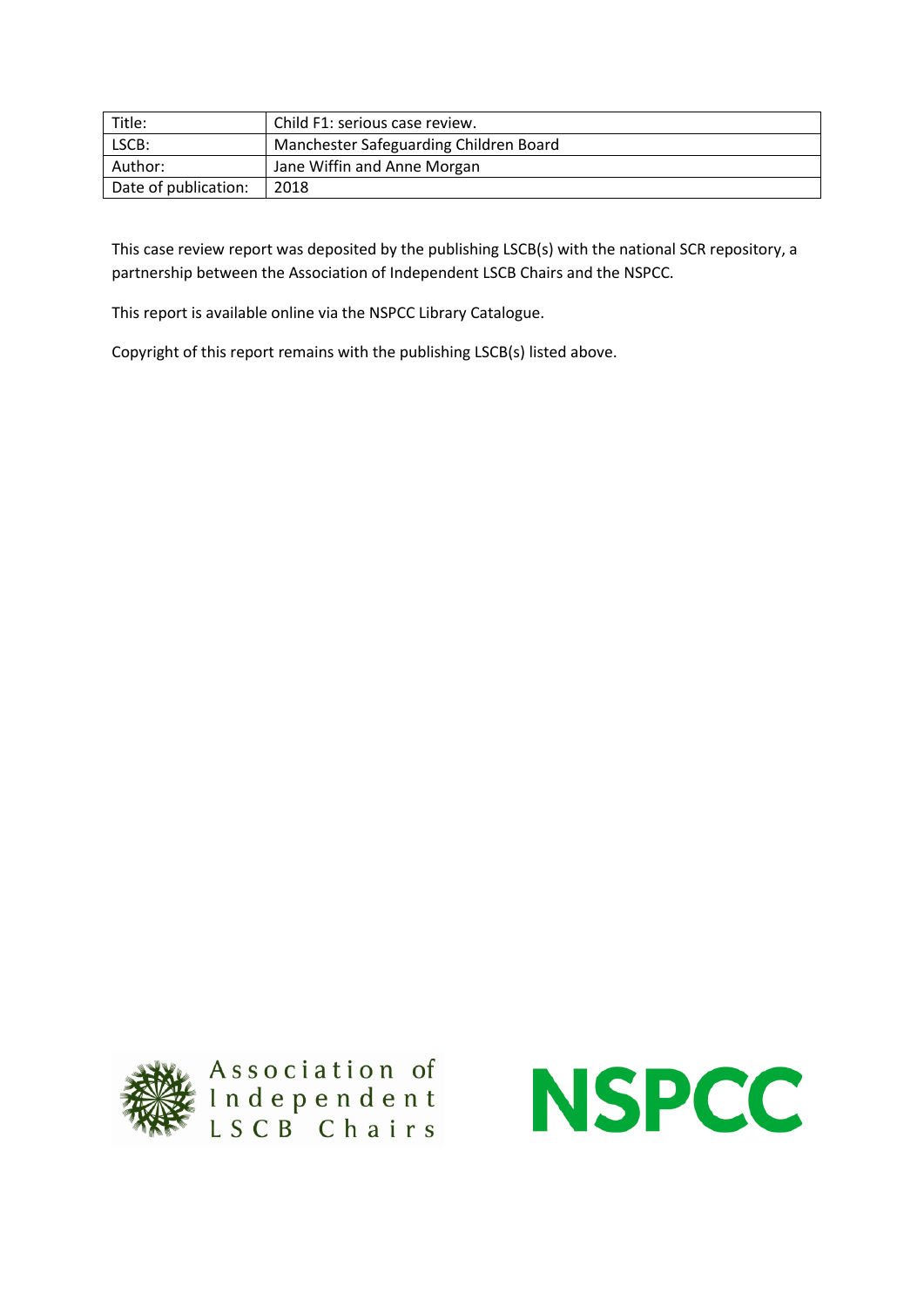| Title: | Child F1: serious case review. |
|---|---|
| LSCB: | Manchester Safeguarding Children Board |
| Author: | Jane Wiffin and Anne Morgan |
| Date of publication: | 2018 |

This case review report was deposited by the publishing LSCB(s) with the national SCR repository, a partnership between the Association of Independent LSCB Chairs and the NSPCC.

This report is available online via the NSPCC Library Catalogue.

Copyright of this report remains with the publishing LSCB(s) listed above.

Association of Independent LSCB Chairs

NSPCC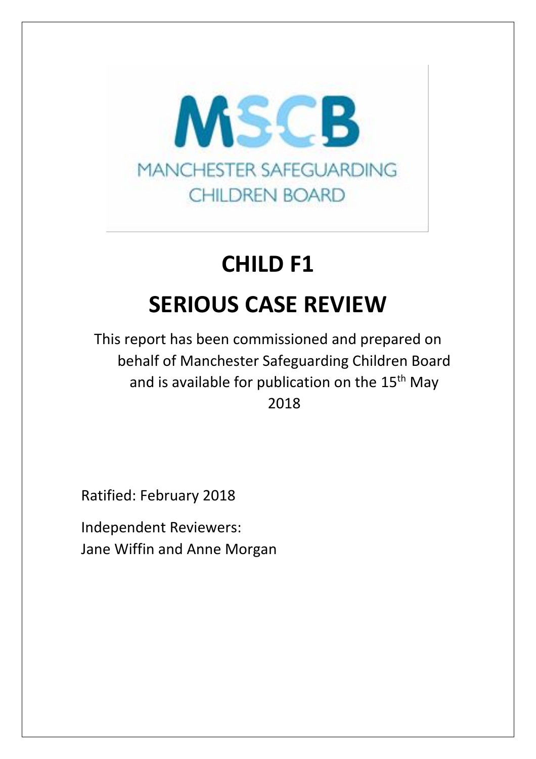MSCB

MANCHESTER SAFEGUARDING CHILDREN BOARD

# CHILD F1

# SERIOUS CASE REVIEW

This report has been commissioned and prepared on behalf of Manchester Safeguarding Children Board and is available for publication on the 15th May 2018

Ratified: February 2018

Independent Reviewers:
Jane Wiffin and Anne Morgan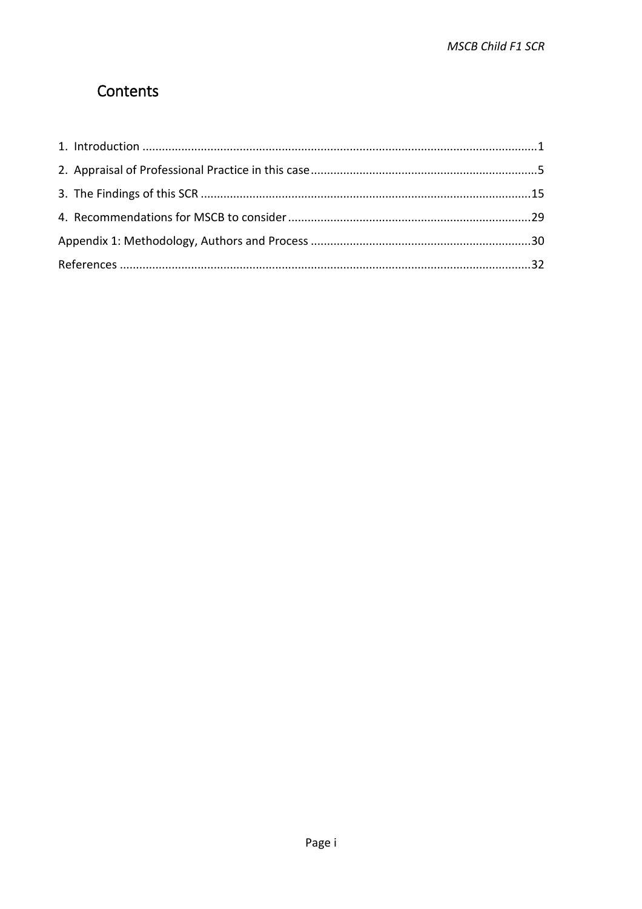# Contents

1. Introduction ....................................................................................................................1
2. Appraisal of Professional Practice in this case...............................................................5
3. The Findings of this SCR ...............................................................................................15
4. Recommendations for MSCB to consider ......................................................................29

Appendix 1: Methodology, Authors and Process ...............................................................30

References .........................................................................................................................32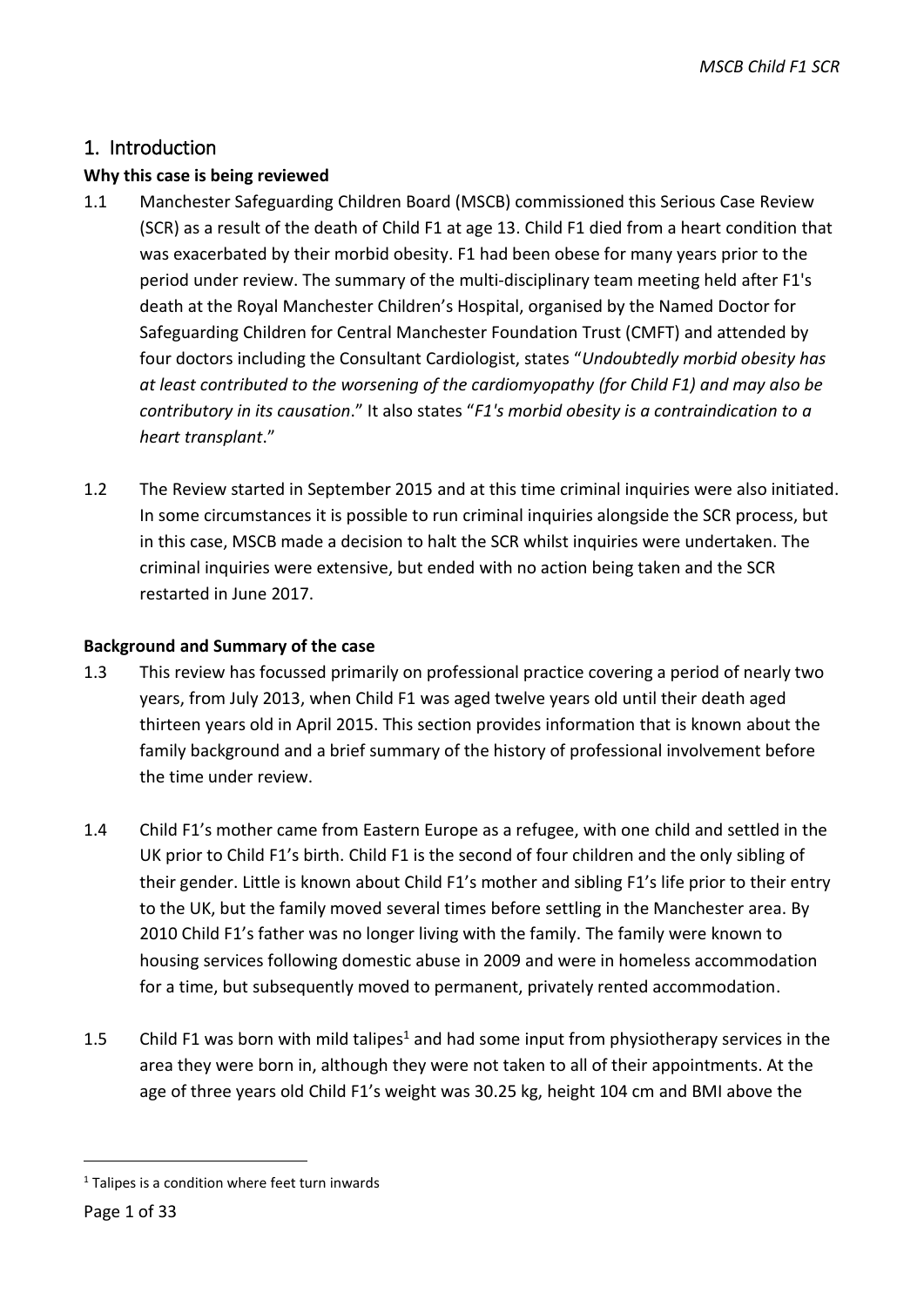## 1. Introduction

**Why this case is being reviewed**

1.1 Manchester Safeguarding Children Board (MSCB) commissioned this Serious Case Review (SCR) as a result of the death of Child F1 at age 13. Child F1 died from a heart condition that was exacerbated by their morbid obesity. F1 had been obese for many years prior to the period under review. The summary of the multi-disciplinary team meeting held after F1's death at the Royal Manchester Children's Hospital, organised by the Named Doctor for Safeguarding Children for Central Manchester Foundation Trust (CMFT) and attended by four doctors including the Consultant Cardiologist, states "*Undoubtedly morbid obesity has at least contributed to the worsening of the cardiomyopathy (for Child F1) and may also be contributory in its causation*." It also states "*F1's morbid obesity is a contraindication to a heart transplant*."

1.2 The Review started in September 2015 and at this time criminal inquiries were also initiated. In some circumstances it is possible to run criminal inquiries alongside the SCR process, but in this case, MSCB made a decision to halt the SCR whilst inquiries were undertaken. The criminal inquiries were extensive, but ended with no action being taken and the SCR restarted in June 2017.

**Background and Summary of the case**

1.3 This review has focussed primarily on professional practice covering a period of nearly two years, from July 2013, when Child F1 was aged twelve years old until their death aged thirteen years old in April 2015. This section provides information that is known about the family background and a brief summary of the history of professional involvement before the time under review.

1.4 Child F1's mother came from Eastern Europe as a refugee, with one child and settled in the UK prior to Child F1's birth. Child F1 is the second of four children and the only sibling of their gender. Little is known about Child F1's mother and sibling F1's life prior to their entry to the UK, but the family moved several times before settling in the Manchester area. By 2010 Child F1's father was no longer living with the family. The family were known to housing services following domestic abuse in 2009 and were in homeless accommodation for a time, but subsequently moved to permanent, privately rented accommodation.

1.5 Child F1 was born with mild talipes[1] and had some input from physiotherapy services in the area they were born in, although they were not taken to all of their appointments. At the age of three years old Child F1's weight was 30.25 kg, height 104 cm and BMI above the

[1] Talipes is a condition where feet turn inwards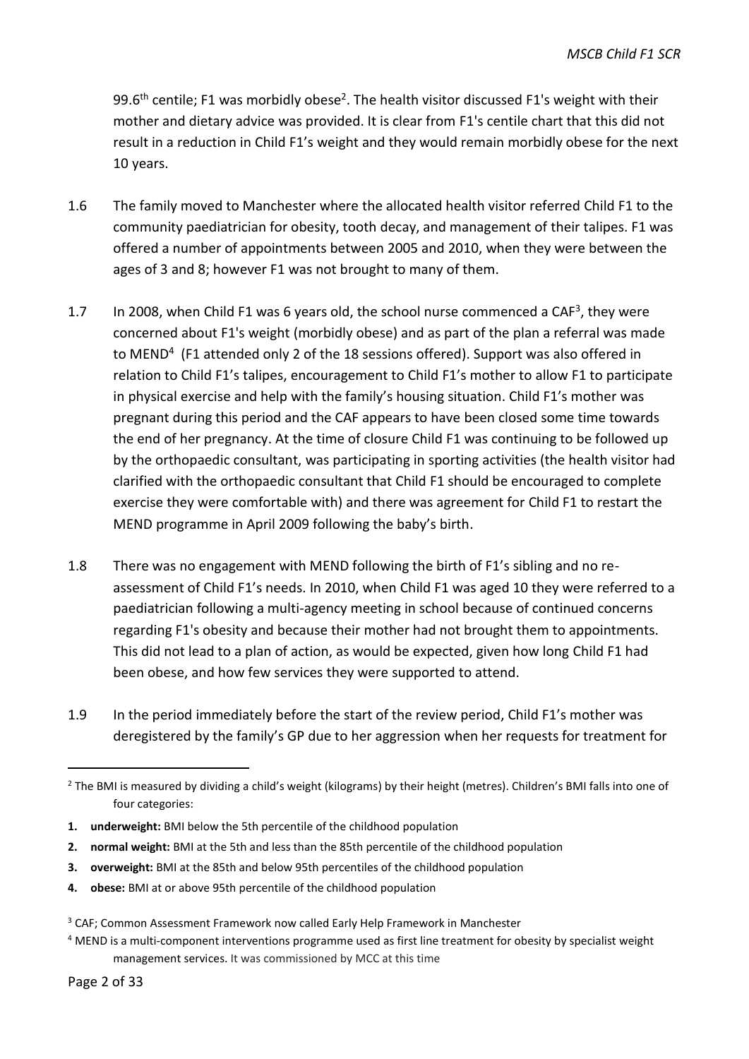99.6$^{th}$ centile; F1 was morbidly obese[2]. The health visitor discussed F1's weight with their mother and dietary advice was provided. It is clear from F1's centile chart that this did not result in a reduction in Child F1's weight and they would remain morbidly obese for the next 10 years.

1.6 The family moved to Manchester where the allocated health visitor referred Child F1 to the community paediatrician for obesity, tooth decay, and management of their talipes. F1 was offered a number of appointments between 2005 and 2010, when they were between the ages of 3 and 8; however F1 was not brought to many of them.

1.7 In 2008, when Child F1 was 6 years old, the school nurse commenced a CAF[3], they were concerned about F1's weight (morbidly obese) and as part of the plan a referral was made to MEND[4] (F1 attended only 2 of the 18 sessions offered). Support was also offered in relation to Child F1's talipes, encouragement to Child F1's mother to allow F1 to participate in physical exercise and help with the family's housing situation. Child F1's mother was pregnant during this period and the CAF appears to have been closed some time towards the end of her pregnancy. At the time of closure Child F1 was continuing to be followed up by the orthopaedic consultant, was participating in sporting activities (the health visitor had clarified with the orthopaedic consultant that Child F1 should be encouraged to complete exercise they were comfortable with) and there was agreement for Child F1 to restart the MEND programme in April 2009 following the baby's birth.

1.8 There was no engagement with MEND following the birth of F1's sibling and no re-assessment of Child F1's needs. In 2010, when Child F1 was aged 10 they were referred to a paediatrician following a multi-agency meeting in school because of continued concerns regarding F1's obesity and because their mother had not brought them to appointments. This did not lead to a plan of action, as would be expected, given how long Child F1 had been obese, and how few services they were supported to attend.

1.9 In the period immediately before the start of the review period, Child F1's mother was deregistered by the family's GP due to her aggression when her requests for treatment for

---

[2] The BMI is measured by dividing a child's weight (kilograms) by their height (metres). Children's BMI falls into one of four categories:

1. **underweight:** BMI below the 5th percentile of the childhood population
2. **normal weight:** BMI at the 5th and less than the 85th percentile of the childhood population
3. **overweight:** BMI at the 85th and below 95th percentiles of the childhood population
4. **obese:** BMI at or above 95th percentile of the childhood population

[3] CAF; Common Assessment Framework now called Early Help Framework in Manchester

[4] MEND is a multi-component interventions programme used as first line treatment for obesity by specialist weight management services. It was commissioned by MCC at this time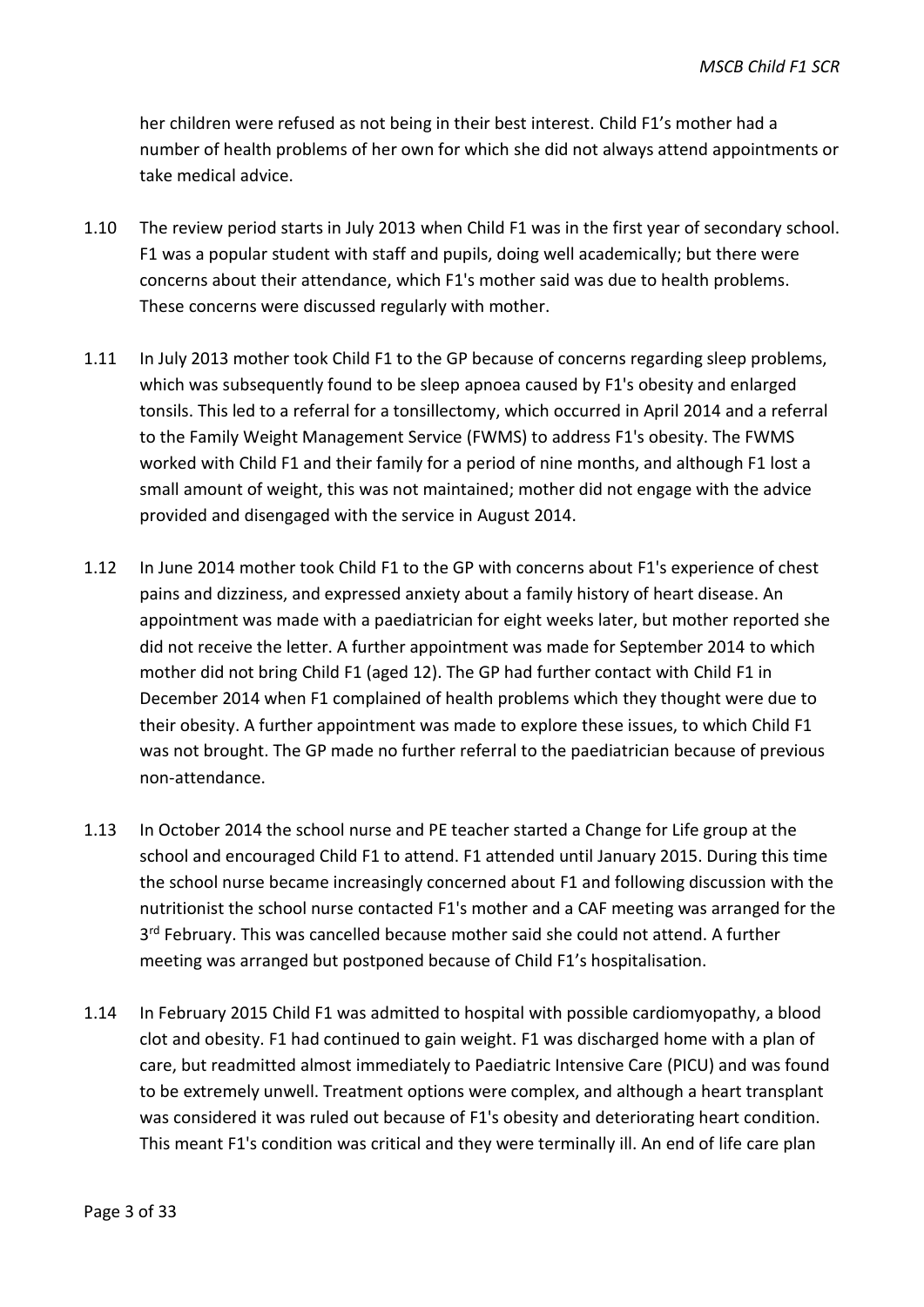her children were refused as not being in their best interest. Child F1's mother had a number of health problems of her own for which she did not always attend appointments or take medical advice.

1.10 The review period starts in July 2013 when Child F1 was in the first year of secondary school. F1 was a popular student with staff and pupils, doing well academically; but there were concerns about their attendance, which F1's mother said was due to health problems. These concerns were discussed regularly with mother.

1.11 In July 2013 mother took Child F1 to the GP because of concerns regarding sleep problems, which was subsequently found to be sleep apnoea caused by F1's obesity and enlarged tonsils. This led to a referral for a tonsillectomy, which occurred in April 2014 and a referral to the Family Weight Management Service (FWMS) to address F1's obesity. The FWMS worked with Child F1 and their family for a period of nine months, and although F1 lost a small amount of weight, this was not maintained; mother did not engage with the advice provided and disengaged with the service in August 2014.

1.12 In June 2014 mother took Child F1 to the GP with concerns about F1's experience of chest pains and dizziness, and expressed anxiety about a family history of heart disease. An appointment was made with a paediatrician for eight weeks later, but mother reported she did not receive the letter. A further appointment was made for September 2014 to which mother did not bring Child F1 (aged 12). The GP had further contact with Child F1 in December 2014 when F1 complained of health problems which they thought were due to their obesity. A further appointment was made to explore these issues, to which Child F1 was not brought. The GP made no further referral to the paediatrician because of previous non-attendance.

1.13 In October 2014 the school nurse and PE teacher started a Change for Life group at the school and encouraged Child F1 to attend. F1 attended until January 2015. During this time the school nurse became increasingly concerned about F1 and following discussion with the nutritionist the school nurse contacted F1's mother and a CAF meeting was arranged for the 3rd February. This was cancelled because mother said she could not attend. A further meeting was arranged but postponed because of Child F1's hospitalisation.

1.14 In February 2015 Child F1 was admitted to hospital with possible cardiomyopathy, a blood clot and obesity. F1 had continued to gain weight. F1 was discharged home with a plan of care, but readmitted almost immediately to Paediatric Intensive Care (PICU) and was found to be extremely unwell. Treatment options were complex, and although a heart transplant was considered it was ruled out because of F1's obesity and deteriorating heart condition. This meant F1's condition was critical and they were terminally ill. An end of life care plan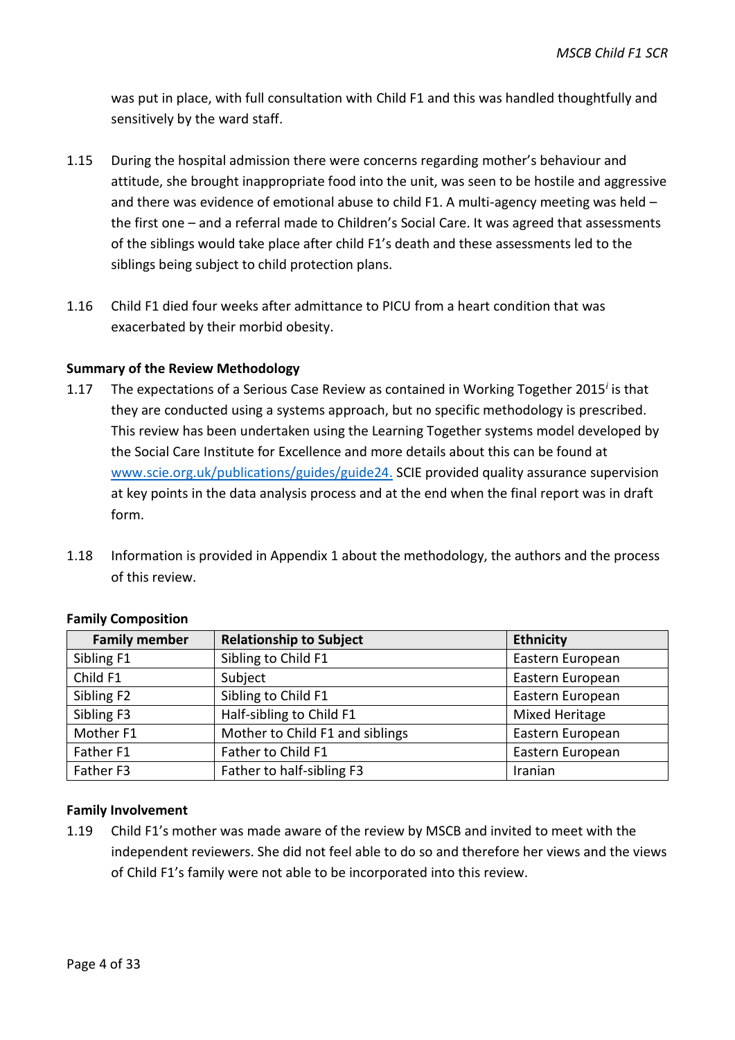was put in place, with full consultation with Child F1 and this was handled thoughtfully and sensitively by the ward staff.

1.15 During the hospital admission there were concerns regarding mother's behaviour and attitude, she brought inappropriate food into the unit, was seen to be hostile and aggressive and there was evidence of emotional abuse to child F1. A multi-agency meeting was held – the first one – and a referral made to Children's Social Care. It was agreed that assessments of the siblings would take place after child F1's death and these assessments led to the siblings being subject to child protection plans.

1.16 Child F1 died four weeks after admittance to PICU from a heart condition that was exacerbated by their morbid obesity.

**Summary of the Review Methodology**

1.17 The expectations of a Serious Case Review as contained in Working Together 2015[i] is that they are conducted using a systems approach, but no specific methodology is prescribed. This review has been undertaken using the Learning Together systems model developed by the Social Care Institute for Excellence and more details about this can be found at www.scie.org.uk/publications/guides/guide24. SCIE provided quality assurance supervision at key points in the data analysis process and at the end when the final report was in draft form.

1.18 Information is provided in Appendix 1 about the methodology, the authors and the process of this review.

**Family Composition**

| Family member | Relationship to Subject | Ethnicity |
|---|---|---|
| Sibling F1 | Sibling to Child F1 | Eastern European |
| Child F1 | Subject | Eastern European |
| Sibling F2 | Sibling to Child F1 | Eastern European |
| Sibling F3 | Half-sibling to Child F1 | Mixed Heritage |
| Mother F1 | Mother to Child F1 and siblings | Eastern European |
| Father F1 | Father to Child F1 | Eastern European |
| Father F3 | Father to half-sibling F3 | Iranian |

**Family Involvement**

1.19 Child F1's mother was made aware of the review by MSCB and invited to meet with the independent reviewers. She did not feel able to do so and therefore her views and the views of Child F1's family were not able to be incorporated into this review.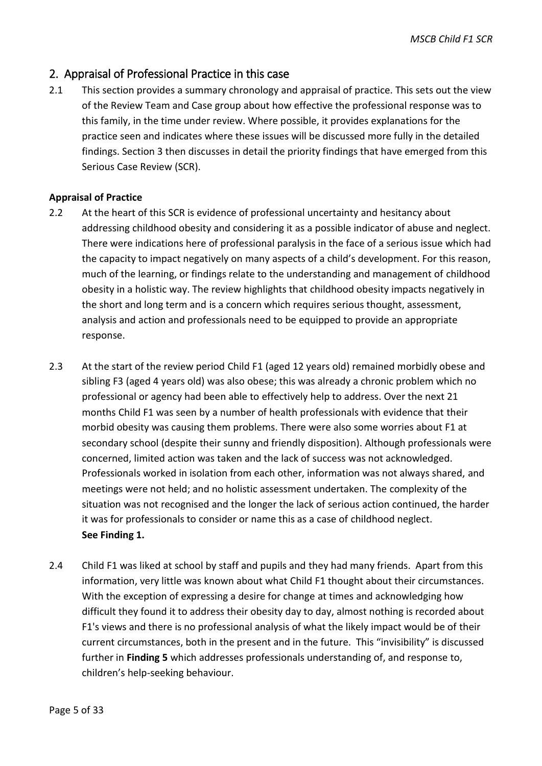## 2. Appraisal of Professional Practice in this case

2.1 This section provides a summary chronology and appraisal of practice. This sets out the view of the Review Team and Case group about how effective the professional response was to this family, in the time under review. Where possible, it provides explanations for the practice seen and indicates where these issues will be discussed more fully in the detailed findings. Section 3 then discusses in detail the priority findings that have emerged from this Serious Case Review (SCR).

**Appraisal of Practice**

2.2 At the heart of this SCR is evidence of professional uncertainty and hesitancy about addressing childhood obesity and considering it as a possible indicator of abuse and neglect. There were indications here of professional paralysis in the face of a serious issue which had the capacity to impact negatively on many aspects of a child's development. For this reason, much of the learning, or findings relate to the understanding and management of childhood obesity in a holistic way. The review highlights that childhood obesity impacts negatively in the short and long term and is a concern which requires serious thought, assessment, analysis and action and professionals need to be equipped to provide an appropriate response.

2.3 At the start of the review period Child F1 (aged 12 years old) remained morbidly obese and sibling F3 (aged 4 years old) was also obese; this was already a chronic problem which no professional or agency had been able to effectively help to address. Over the next 21 months Child F1 was seen by a number of health professionals with evidence that their morbid obesity was causing them problems. There were also some worries about F1 at secondary school (despite their sunny and friendly disposition). Although professionals were concerned, limited action was taken and the lack of success was not acknowledged. Professionals worked in isolation from each other, information was not always shared, and meetings were not held; and no holistic assessment undertaken. The complexity of the situation was not recognised and the longer the lack of serious action continued, the harder it was for professionals to consider or name this as a case of childhood neglect. **See Finding 1.**

2.4 Child F1 was liked at school by staff and pupils and they had many friends. Apart from this information, very little was known about what Child F1 thought about their circumstances. With the exception of expressing a desire for change at times and acknowledging how difficult they found it to address their obesity day to day, almost nothing is recorded about F1's views and there is no professional analysis of what the likely impact would be of their current circumstances, both in the present and in the future. This "invisibility" is discussed further in **Finding 5** which addresses professionals understanding of, and response to, children's help-seeking behaviour.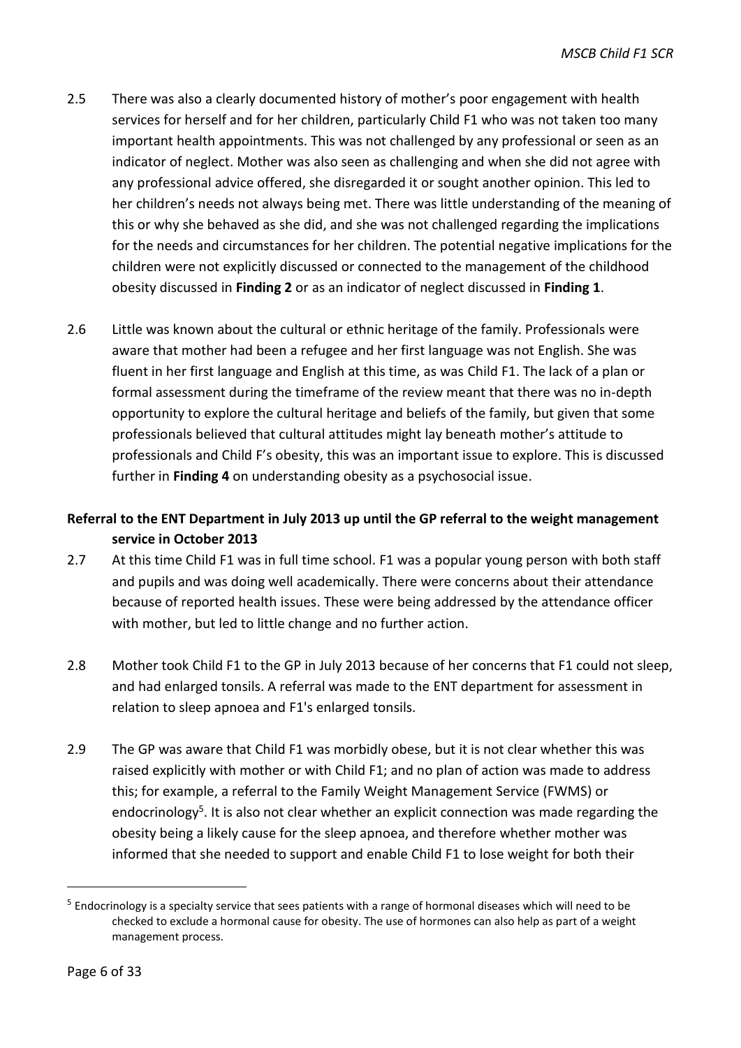2.5 There was also a clearly documented history of mother's poor engagement with health services for herself and for her children, particularly Child F1 who was not taken too many important health appointments. This was not challenged by any professional or seen as an indicator of neglect. Mother was also seen as challenging and when she did not agree with any professional advice offered, she disregarded it or sought another opinion. This led to her children's needs not always being met. There was little understanding of the meaning of this or why she behaved as she did, and she was not challenged regarding the implications for the needs and circumstances for her children. The potential negative implications for the children were not explicitly discussed or connected to the management of the childhood obesity discussed in **Finding 2** or as an indicator of neglect discussed in **Finding 1**.

2.6 Little was known about the cultural or ethnic heritage of the family. Professionals were aware that mother had been a refugee and her first language was not English. She was fluent in her first language and English at this time, as was Child F1. The lack of a plan or formal assessment during the timeframe of the review meant that there was no in-depth opportunity to explore the cultural heritage and beliefs of the family, but given that some professionals believed that cultural attitudes might lay beneath mother's attitude to professionals and Child F's obesity, this was an important issue to explore. This is discussed further in **Finding 4** on understanding obesity as a psychosocial issue.

**Referral to the ENT Department in July 2013 up until the GP referral to the weight management service in October 2013**

2.7 At this time Child F1 was in full time school. F1 was a popular young person with both staff and pupils and was doing well academically. There were concerns about their attendance because of reported health issues. These were being addressed by the attendance officer with mother, but led to little change and no further action.

2.8 Mother took Child F1 to the GP in July 2013 because of her concerns that F1 could not sleep, and had enlarged tonsils. A referral was made to the ENT department for assessment in relation to sleep apnoea and F1's enlarged tonsils.

2.9 The GP was aware that Child F1 was morbidly obese, but it is not clear whether this was raised explicitly with mother or with Child F1; and no plan of action was made to address this; for example, a referral to the Family Weight Management Service (FWMS) or endocrinology[5]. It is also not clear whether an explicit connection was made regarding the obesity being a likely cause for the sleep apnoea, and therefore whether mother was informed that she needed to support and enable Child F1 to lose weight for both their

[5] Endocrinology is a specialty service that sees patients with a range of hormonal diseases which will need to be checked to exclude a hormonal cause for obesity. The use of hormones can also help as part of a weight management process.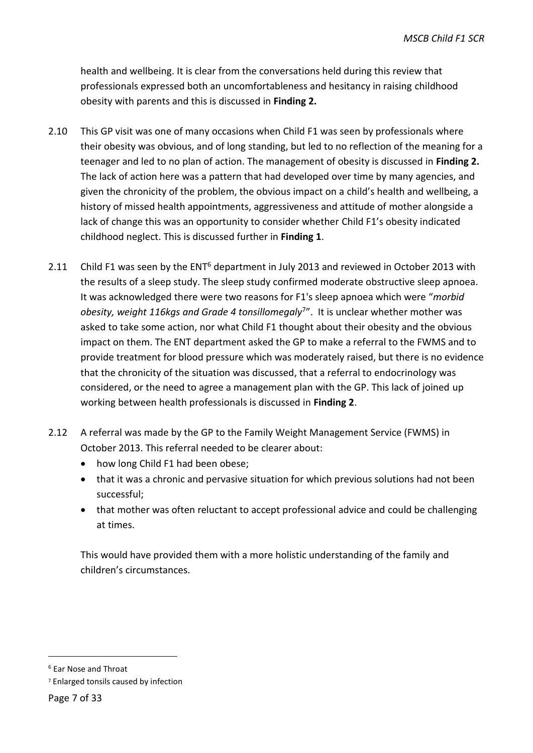health and wellbeing. It is clear from the conversations held during this review that professionals expressed both an uncomfortableness and hesitancy in raising childhood obesity with parents and this is discussed in **Finding 2.**

2.10 This GP visit was one of many occasions when Child F1 was seen by professionals where their obesity was obvious, and of long standing, but led to no reflection of the meaning for a teenager and led to no plan of action. The management of obesity is discussed in **Finding 2.** The lack of action here was a pattern that had developed over time by many agencies, and given the chronicity of the problem, the obvious impact on a child's health and wellbeing, a history of missed health appointments, aggressiveness and attitude of mother alongside a lack of change this was an opportunity to consider whether Child F1's obesity indicated childhood neglect. This is discussed further in **Finding 1**.

2.11 Child F1 was seen by the ENT[6] department in July 2013 and reviewed in October 2013 with the results of a sleep study. The sleep study confirmed moderate obstructive sleep apnoea. It was acknowledged there were two reasons for F1's sleep apnoea which were "*morbid obesity, weight 116kgs and Grade 4 tonsillomegaly*[7]". It is unclear whether mother was asked to take some action, nor what Child F1 thought about their obesity and the obvious impact on them. The ENT department asked the GP to make a referral to the FWMS and to provide treatment for blood pressure which was moderately raised, but there is no evidence that the chronicity of the situation was discussed, that a referral to endocrinology was considered, or the need to agree a management plan with the GP. This lack of joined up working between health professionals is discussed in **Finding 2**.

2.12 A referral was made by the GP to the Family Weight Management Service (FWMS) in October 2013. This referral needed to be clearer about:

- how long Child F1 had been obese;
- that it was a chronic and pervasive situation for which previous solutions had not been successful;
- that mother was often reluctant to accept professional advice and could be challenging at times.

This would have provided them with a more holistic understanding of the family and children's circumstances.

[6] Ear Nose and Throat

[7] Enlarged tonsils caused by infection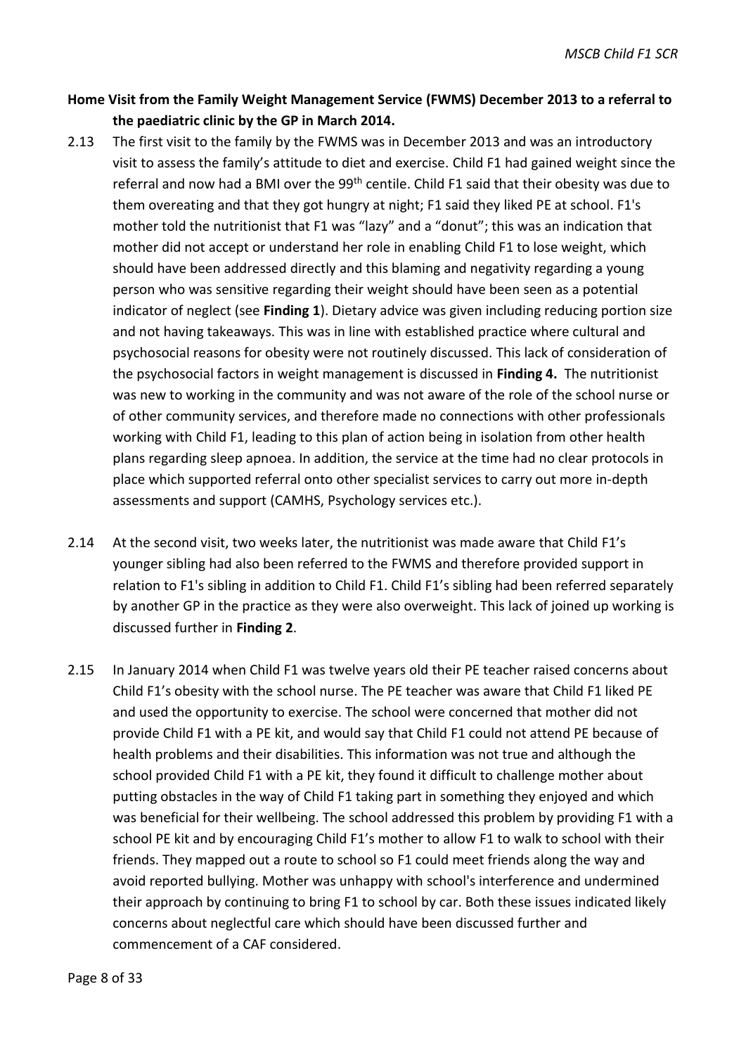**Home Visit from the Family Weight Management Service (FWMS) December 2013 to a referral to the paediatric clinic by the GP in March 2014.**

2.13 The first visit to the family by the FWMS was in December 2013 and was an introductory visit to assess the family's attitude to diet and exercise. Child F1 had gained weight since the referral and now had a BMI over the 99th centile. Child F1 said that their obesity was due to them overeating and that they got hungry at night; F1 said they liked PE at school. F1's mother told the nutritionist that F1 was "lazy" and a "donut"; this was an indication that mother did not accept or understand her role in enabling Child F1 to lose weight, which should have been addressed directly and this blaming and negativity regarding a young person who was sensitive regarding their weight should have been seen as a potential indicator of neglect (see **Finding 1**). Dietary advice was given including reducing portion size and not having takeaways. This was in line with established practice where cultural and psychosocial reasons for obesity were not routinely discussed. This lack of consideration of the psychosocial factors in weight management is discussed in **Finding 4.** The nutritionist was new to working in the community and was not aware of the role of the school nurse or of other community services, and therefore made no connections with other professionals working with Child F1, leading to this plan of action being in isolation from other health plans regarding sleep apnoea. In addition, the service at the time had no clear protocols in place which supported referral onto other specialist services to carry out more in-depth assessments and support (CAMHS, Psychology services etc.).

2.14 At the second visit, two weeks later, the nutritionist was made aware that Child F1's younger sibling had also been referred to the FWMS and therefore provided support in relation to F1's sibling in addition to Child F1. Child F1's sibling had been referred separately by another GP in the practice as they were also overweight. This lack of joined up working is discussed further in **Finding 2**.

2.15 In January 2014 when Child F1 was twelve years old their PE teacher raised concerns about Child F1's obesity with the school nurse. The PE teacher was aware that Child F1 liked PE and used the opportunity to exercise. The school were concerned that mother did not provide Child F1 with a PE kit, and would say that Child F1 could not attend PE because of health problems and their disabilities. This information was not true and although the school provided Child F1 with a PE kit, they found it difficult to challenge mother about putting obstacles in the way of Child F1 taking part in something they enjoyed and which was beneficial for their wellbeing. The school addressed this problem by providing F1 with a school PE kit and by encouraging Child F1's mother to allow F1 to walk to school with their friends. They mapped out a route to school so F1 could meet friends along the way and avoid reported bullying. Mother was unhappy with school's interference and undermined their approach by continuing to bring F1 to school by car. Both these issues indicated likely concerns about neglectful care which should have been discussed further and commencement of a CAF considered.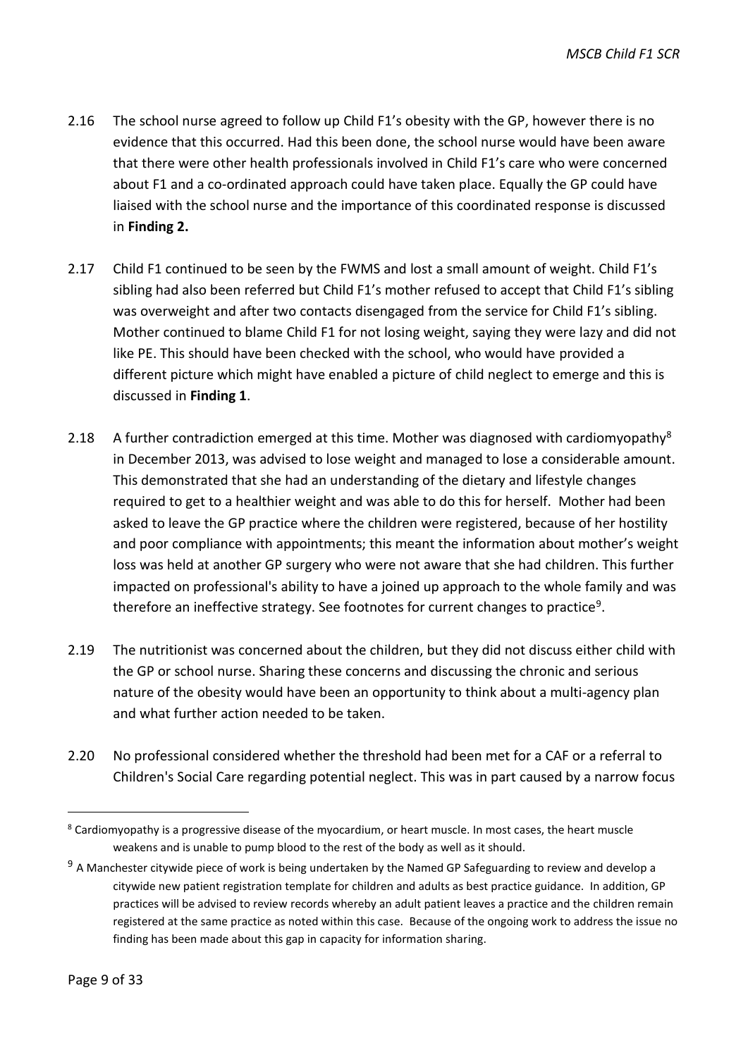2.16 The school nurse agreed to follow up Child F1's obesity with the GP, however there is no evidence that this occurred. Had this been done, the school nurse would have been aware that there were other health professionals involved in Child F1's care who were concerned about F1 and a co-ordinated approach could have taken place. Equally the GP could have liaised with the school nurse and the importance of this coordinated response is discussed in **Finding 2.**

2.17 Child F1 continued to be seen by the FWMS and lost a small amount of weight. Child F1's sibling had also been referred but Child F1's mother refused to accept that Child F1's sibling was overweight and after two contacts disengaged from the service for Child F1's sibling. Mother continued to blame Child F1 for not losing weight, saying they were lazy and did not like PE. This should have been checked with the school, who would have provided a different picture which might have enabled a picture of child neglect to emerge and this is discussed in **Finding 1**.

2.18 A further contradiction emerged at this time. Mother was diagnosed with cardiomyopathy[8] in December 2013, was advised to lose weight and managed to lose a considerable amount. This demonstrated that she had an understanding of the dietary and lifestyle changes required to get to a healthier weight and was able to do this for herself. Mother had been asked to leave the GP practice where the children were registered, because of her hostility and poor compliance with appointments; this meant the information about mother's weight loss was held at another GP surgery who were not aware that she had children. This further impacted on professional's ability to have a joined up approach to the whole family and was therefore an ineffective strategy. See footnotes for current changes to practice[9].

2.19 The nutritionist was concerned about the children, but they did not discuss either child with the GP or school nurse. Sharing these concerns and discussing the chronic and serious nature of the obesity would have been an opportunity to think about a multi-agency plan and what further action needed to be taken.

2.20 No professional considered whether the threshold had been met for a CAF or a referral to Children's Social Care regarding potential neglect. This was in part caused by a narrow focus

---

[8] Cardiomyopathy is a progressive disease of the myocardium, or heart muscle. In most cases, the heart muscle weakens and is unable to pump blood to the rest of the body as well as it should.

[9] A Manchester citywide piece of work is being undertaken by the Named GP Safeguarding to review and develop a citywide new patient registration template for children and adults as best practice guidance. In addition, GP practices will be advised to review records whereby an adult patient leaves a practice and the children remain registered at the same practice as noted within this case. Because of the ongoing work to address the issue no finding has been made about this gap in capacity for information sharing.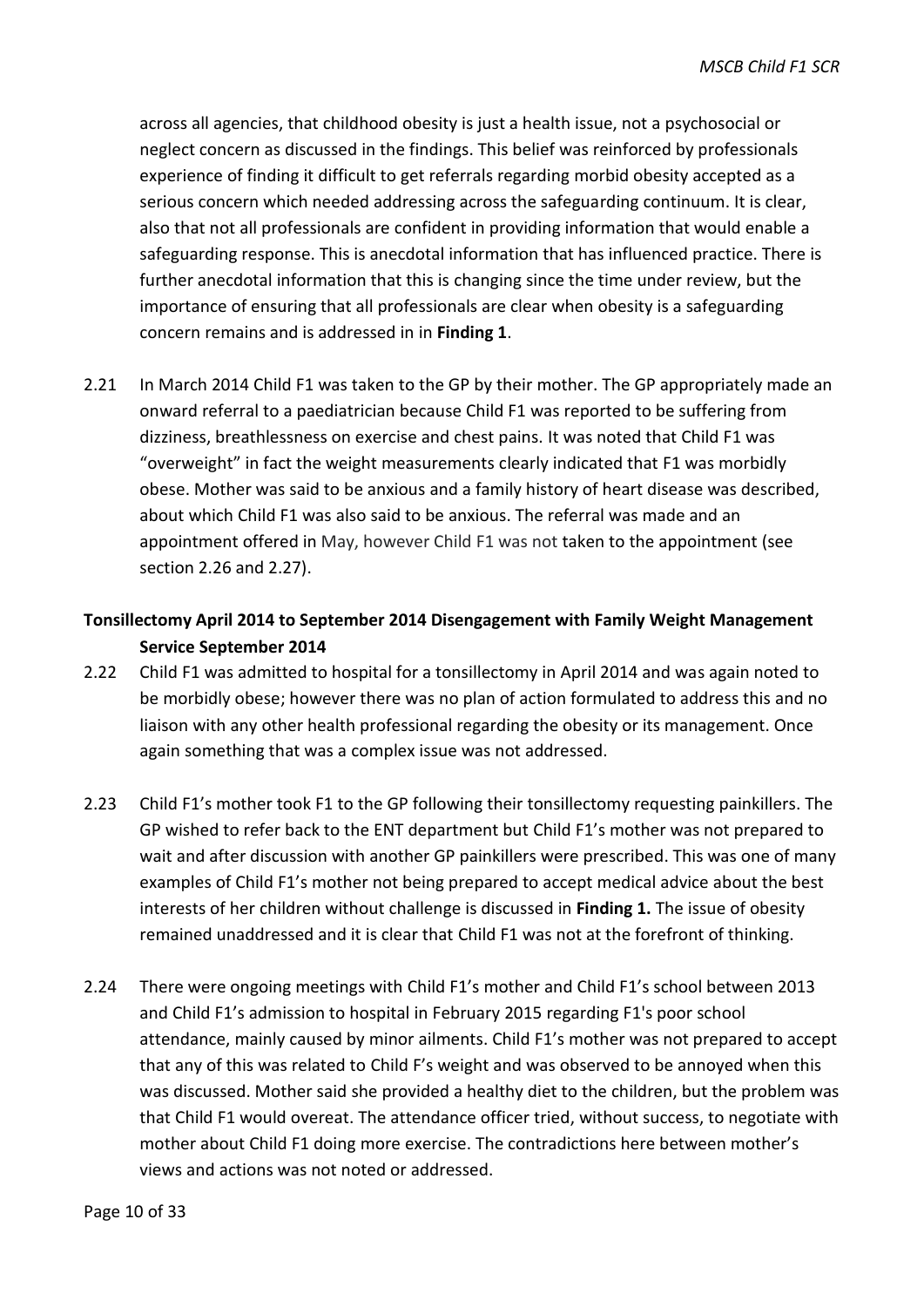across all agencies, that childhood obesity is just a health issue, not a psychosocial or neglect concern as discussed in the findings. This belief was reinforced by professionals experience of finding it difficult to get referrals regarding morbid obesity accepted as a serious concern which needed addressing across the safeguarding continuum. It is clear, also that not all professionals are confident in providing information that would enable a safeguarding response. This is anecdotal information that has influenced practice. There is further anecdotal information that this is changing since the time under review, but the importance of ensuring that all professionals are clear when obesity is a safeguarding concern remains and is addressed in in **Finding 1**.

2.21 In March 2014 Child F1 was taken to the GP by their mother. The GP appropriately made an onward referral to a paediatrician because Child F1 was reported to be suffering from dizziness, breathlessness on exercise and chest pains. It was noted that Child F1 was "overweight" in fact the weight measurements clearly indicated that F1 was morbidly obese. Mother was said to be anxious and a family history of heart disease was described, about which Child F1 was also said to be anxious. The referral was made and an appointment offered in May, however Child F1 was not taken to the appointment (see section 2.26 and 2.27).

**Tonsillectomy April 2014 to September 2014 Disengagement with Family Weight Management Service September 2014**

2.22 Child F1 was admitted to hospital for a tonsillectomy in April 2014 and was again noted to be morbidly obese; however there was no plan of action formulated to address this and no liaison with any other health professional regarding the obesity or its management. Once again something that was a complex issue was not addressed.

2.23 Child F1's mother took F1 to the GP following their tonsillectomy requesting painkillers. The GP wished to refer back to the ENT department but Child F1's mother was not prepared to wait and after discussion with another GP painkillers were prescribed. This was one of many examples of Child F1's mother not being prepared to accept medical advice about the best interests of her children without challenge is discussed in **Finding 1.** The issue of obesity remained unaddressed and it is clear that Child F1 was not at the forefront of thinking.

2.24 There were ongoing meetings with Child F1's mother and Child F1's school between 2013 and Child F1's admission to hospital in February 2015 regarding F1's poor school attendance, mainly caused by minor ailments. Child F1's mother was not prepared to accept that any of this was related to Child F's weight and was observed to be annoyed when this was discussed. Mother said she provided a healthy diet to the children, but the problem was that Child F1 would overeat. The attendance officer tried, without success, to negotiate with mother about Child F1 doing more exercise. The contradictions here between mother's views and actions was not noted or addressed.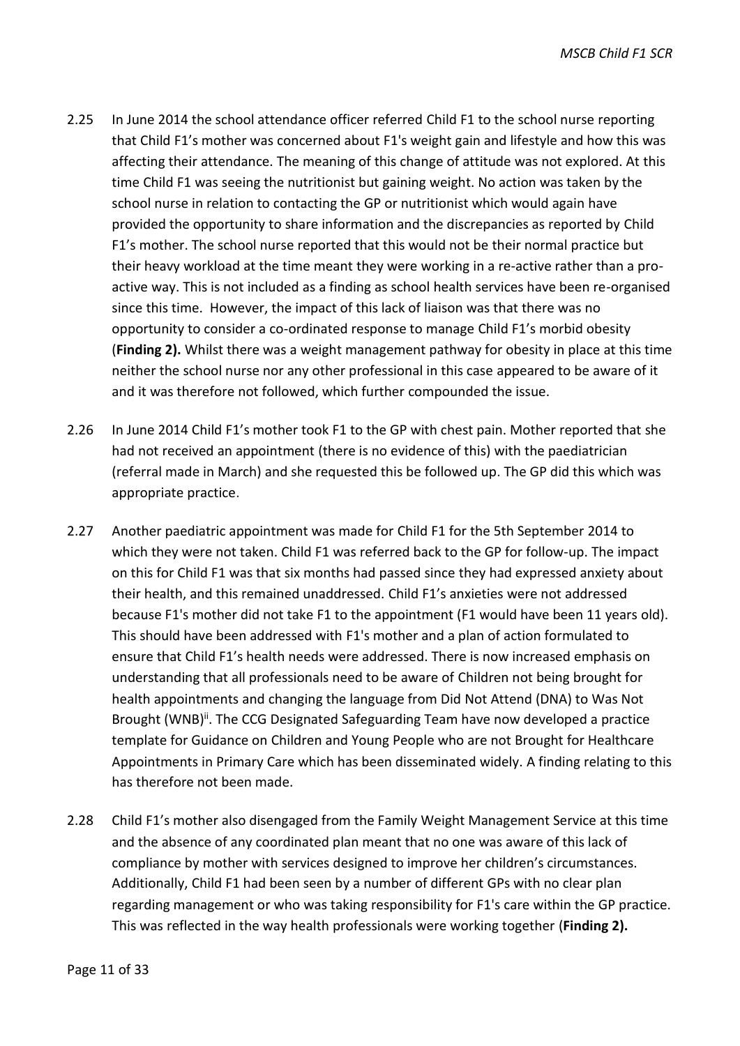2.25 In June 2014 the school attendance officer referred Child F1 to the school nurse reporting that Child F1's mother was concerned about F1's weight gain and lifestyle and how this was affecting their attendance. The meaning of this change of attitude was not explored. At this time Child F1 was seeing the nutritionist but gaining weight. No action was taken by the school nurse in relation to contacting the GP or nutritionist which would again have provided the opportunity to share information and the discrepancies as reported by Child F1's mother. The school nurse reported that this would not be their normal practice but their heavy workload at the time meant they were working in a re-active rather than a pro-active way. This is not included as a finding as school health services have been re-organised since this time. However, the impact of this lack of liaison was that there was no opportunity to consider a co-ordinated response to manage Child F1's morbid obesity (**Finding 2).** Whilst there was a weight management pathway for obesity in place at this time neither the school nurse nor any other professional in this case appeared to be aware of it and it was therefore not followed, which further compounded the issue.

2.26 In June 2014 Child F1's mother took F1 to the GP with chest pain. Mother reported that she had not received an appointment (there is no evidence of this) with the paediatrician (referral made in March) and she requested this be followed up. The GP did this which was appropriate practice.

2.27 Another paediatric appointment was made for Child F1 for the 5th September 2014 to which they were not taken. Child F1 was referred back to the GP for follow-up. The impact on this for Child F1 was that six months had passed since they had expressed anxiety about their health, and this remained unaddressed. Child F1's anxieties were not addressed because F1's mother did not take F1 to the appointment (F1 would have been 11 years old). This should have been addressed with F1's mother and a plan of action formulated to ensure that Child F1's health needs were addressed. There is now increased emphasis on understanding that all professionals need to be aware of Children not being brought for health appointments and changing the language from Did Not Attend (DNA) to Was Not Brought (WNB)[ii]. The CCG Designated Safeguarding Team have now developed a practice template for Guidance on Children and Young People who are not Brought for Healthcare Appointments in Primary Care which has been disseminated widely. A finding relating to this has therefore not been made.

2.28 Child F1's mother also disengaged from the Family Weight Management Service at this time and the absence of any coordinated plan meant that no one was aware of this lack of compliance by mother with services designed to improve her children's circumstances. Additionally, Child F1 had been seen by a number of different GPs with no clear plan regarding management or who was taking responsibility for F1's care within the GP practice. This was reflected in the way health professionals were working together (**Finding 2).**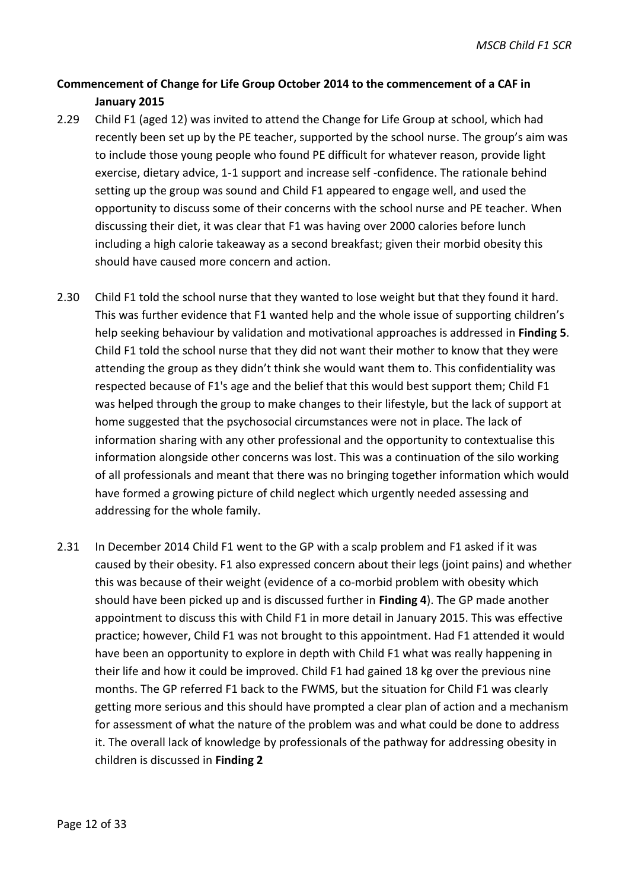**Commencement of Change for Life Group October 2014 to the commencement of a CAF in January 2015**

2.29 Child F1 (aged 12) was invited to attend the Change for Life Group at school, which had recently been set up by the PE teacher, supported by the school nurse. The group's aim was to include those young people who found PE difficult for whatever reason, provide light exercise, dietary advice, 1-1 support and increase self -confidence. The rationale behind setting up the group was sound and Child F1 appeared to engage well, and used the opportunity to discuss some of their concerns with the school nurse and PE teacher. When discussing their diet, it was clear that F1 was having over 2000 calories before lunch including a high calorie takeaway as a second breakfast; given their morbid obesity this should have caused more concern and action.

2.30 Child F1 told the school nurse that they wanted to lose weight but that they found it hard. This was further evidence that F1 wanted help and the whole issue of supporting children's help seeking behaviour by validation and motivational approaches is addressed in **Finding 5**. Child F1 told the school nurse that they did not want their mother to know that they were attending the group as they didn't think she would want them to. This confidentiality was respected because of F1's age and the belief that this would best support them; Child F1 was helped through the group to make changes to their lifestyle, but the lack of support at home suggested that the psychosocial circumstances were not in place. The lack of information sharing with any other professional and the opportunity to contextualise this information alongside other concerns was lost. This was a continuation of the silo working of all professionals and meant that there was no bringing together information which would have formed a growing picture of child neglect which urgently needed assessing and addressing for the whole family.

2.31 In December 2014 Child F1 went to the GP with a scalp problem and F1 asked if it was caused by their obesity. F1 also expressed concern about their legs (joint pains) and whether this was because of their weight (evidence of a co-morbid problem with obesity which should have been picked up and is discussed further in **Finding 4**). The GP made another appointment to discuss this with Child F1 in more detail in January 2015. This was effective practice; however, Child F1 was not brought to this appointment. Had F1 attended it would have been an opportunity to explore in depth with Child F1 what was really happening in their life and how it could be improved. Child F1 had gained 18 kg over the previous nine months. The GP referred F1 back to the FWMS, but the situation for Child F1 was clearly getting more serious and this should have prompted a clear plan of action and a mechanism for assessment of what the nature of the problem was and what could be done to address it. The overall lack of knowledge by professionals of the pathway for addressing obesity in children is discussed in **Finding 2**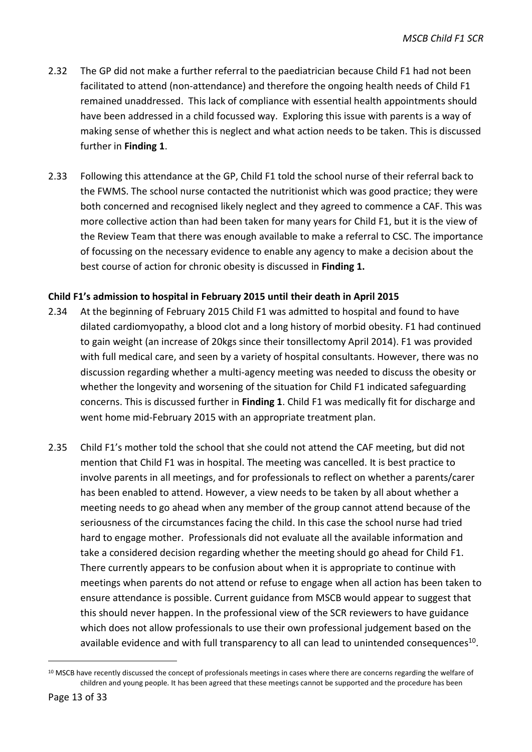2.32 The GP did not make a further referral to the paediatrician because Child F1 had not been facilitated to attend (non-attendance) and therefore the ongoing health needs of Child F1 remained unaddressed. This lack of compliance with essential health appointments should have been addressed in a child focussed way. Exploring this issue with parents is a way of making sense of whether this is neglect and what action needs to be taken. This is discussed further in **Finding 1**.

2.33 Following this attendance at the GP, Child F1 told the school nurse of their referral back to the FWMS. The school nurse contacted the nutritionist which was good practice; they were both concerned and recognised likely neglect and they agreed to commence a CAF. This was more collective action than had been taken for many years for Child F1, but it is the view of the Review Team that there was enough available to make a referral to CSC. The importance of focussing on the necessary evidence to enable any agency to make a decision about the best course of action for chronic obesity is discussed in **Finding 1.**

**Child F1's admission to hospital in February 2015 until their death in April 2015**

2.34 At the beginning of February 2015 Child F1 was admitted to hospital and found to have dilated cardiomyopathy, a blood clot and a long history of morbid obesity. F1 had continued to gain weight (an increase of 20kgs since their tonsillectomy April 2014). F1 was provided with full medical care, and seen by a variety of hospital consultants. However, there was no discussion regarding whether a multi-agency meeting was needed to discuss the obesity or whether the longevity and worsening of the situation for Child F1 indicated safeguarding concerns. This is discussed further in **Finding 1**. Child F1 was medically fit for discharge and went home mid-February 2015 with an appropriate treatment plan.

2.35 Child F1's mother told the school that she could not attend the CAF meeting, but did not mention that Child F1 was in hospital. The meeting was cancelled. It is best practice to involve parents in all meetings, and for professionals to reflect on whether a parents/carer has been enabled to attend. However, a view needs to be taken by all about whether a meeting needs to go ahead when any member of the group cannot attend because of the seriousness of the circumstances facing the child. In this case the school nurse had tried hard to engage mother. Professionals did not evaluate all the available information and take a considered decision regarding whether the meeting should go ahead for Child F1. There currently appears to be confusion about when it is appropriate to continue with meetings when parents do not attend or refuse to engage when all action has been taken to ensure attendance is possible. Current guidance from MSCB would appear to suggest that this should never happen. In the professional view of the SCR reviewers to have guidance which does not allow professionals to use their own professional judgement based on the available evidence and with full transparency to all can lead to unintended consequences[10].

[10] MSCB have recently discussed the concept of professionals meetings in cases where there are concerns regarding the welfare of children and young people. It has been agreed that these meetings cannot be supported and the procedure has been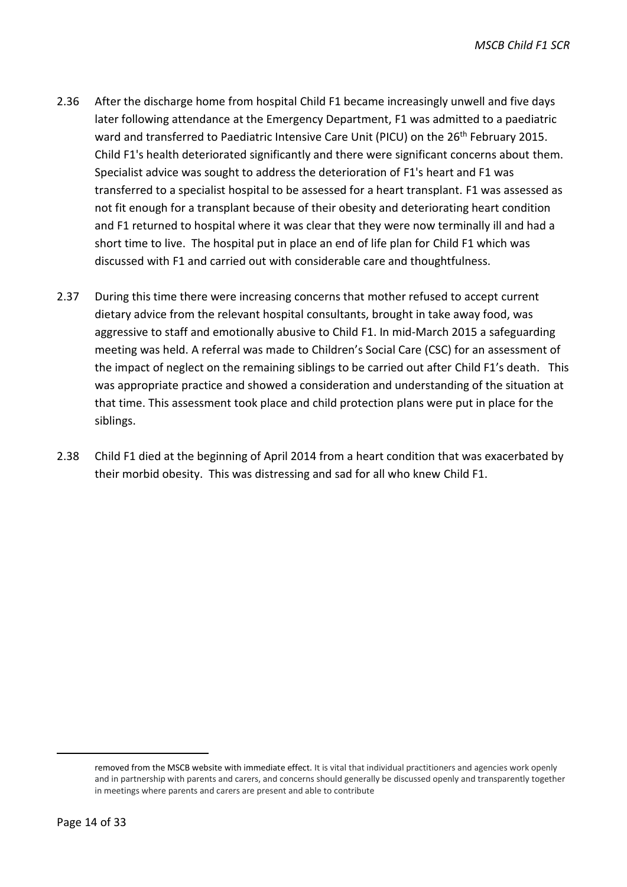2.36 After the discharge home from hospital Child F1 became increasingly unwell and five days later following attendance at the Emergency Department, F1 was admitted to a paediatric ward and transferred to Paediatric Intensive Care Unit (PICU) on the 26th February 2015. Child F1's health deteriorated significantly and there were significant concerns about them. Specialist advice was sought to address the deterioration of F1's heart and F1 was transferred to a specialist hospital to be assessed for a heart transplant. F1 was assessed as not fit enough for a transplant because of their obesity and deteriorating heart condition and F1 returned to hospital where it was clear that they were now terminally ill and had a short time to live. The hospital put in place an end of life plan for Child F1 which was discussed with F1 and carried out with considerable care and thoughtfulness.

2.37 During this time there were increasing concerns that mother refused to accept current dietary advice from the relevant hospital consultants, brought in take away food, was aggressive to staff and emotionally abusive to Child F1. In mid-March 2015 a safeguarding meeting was held. A referral was made to Children's Social Care (CSC) for an assessment of the impact of neglect on the remaining siblings to be carried out after Child F1's death. This was appropriate practice and showed a consideration and understanding of the situation at that time. This assessment took place and child protection plans were put in place for the siblings.

2.38 Child F1 died at the beginning of April 2014 from a heart condition that was exacerbated by their morbid obesity. This was distressing and sad for all who knew Child F1.

---

removed from the MSCB website with immediate effect. It is vital that individual practitioners and agencies work openly and in partnership with parents and carers, and concerns should generally be discussed openly and transparently together in meetings where parents and carers are present and able to contribute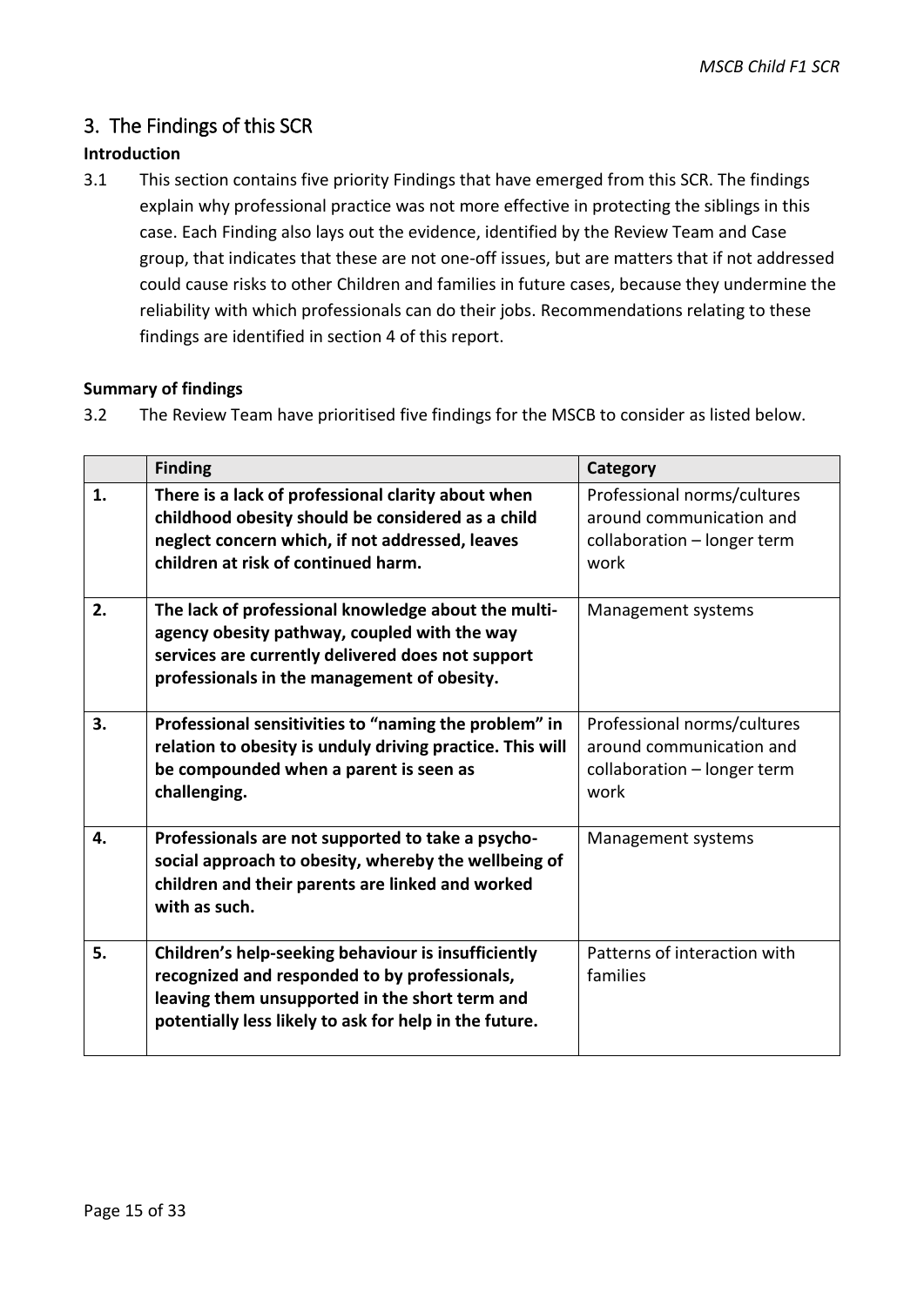## 3. The Findings of this SCR

### Introduction

3.1 This section contains five priority Findings that have emerged from this SCR. The findings explain why professional practice was not more effective in protecting the siblings in this case. Each Finding also lays out the evidence, identified by the Review Team and Case group, that indicates that these are not one-off issues, but are matters that if not addressed could cause risks to other Children and families in future cases, because they undermine the reliability with which professionals can do their jobs. Recommendations relating to these findings are identified in section 4 of this report.

### Summary of findings

3.2 The Review Team have prioritised five findings for the MSCB to consider as listed below.

| | Finding | Category |
|---|---|---|
| 1. | **There is a lack of professional clarity about when childhood obesity should be considered as a child neglect concern which, if not addressed, leaves children at risk of continued harm.** | Professional norms/cultures around communication and collaboration – longer term work |
| 2. | **The lack of professional knowledge about the multi-agency obesity pathway, coupled with the way services are currently delivered does not support professionals in the management of obesity.** | Management systems |
| 3. | **Professional sensitivities to "naming the problem" in relation to obesity is unduly driving practice. This will be compounded when a parent is seen as challenging.** | Professional norms/cultures around communication and collaboration – longer term work |
| 4. | **Professionals are not supported to take a psycho-social approach to obesity, whereby the wellbeing of children and their parents are linked and worked with as such.** | Management systems |
| 5. | **Children's help-seeking behaviour is insufficiently recognized and responded to by professionals, leaving them unsupported in the short term and potentially less likely to ask for help in the future.** | Patterns of interaction with families |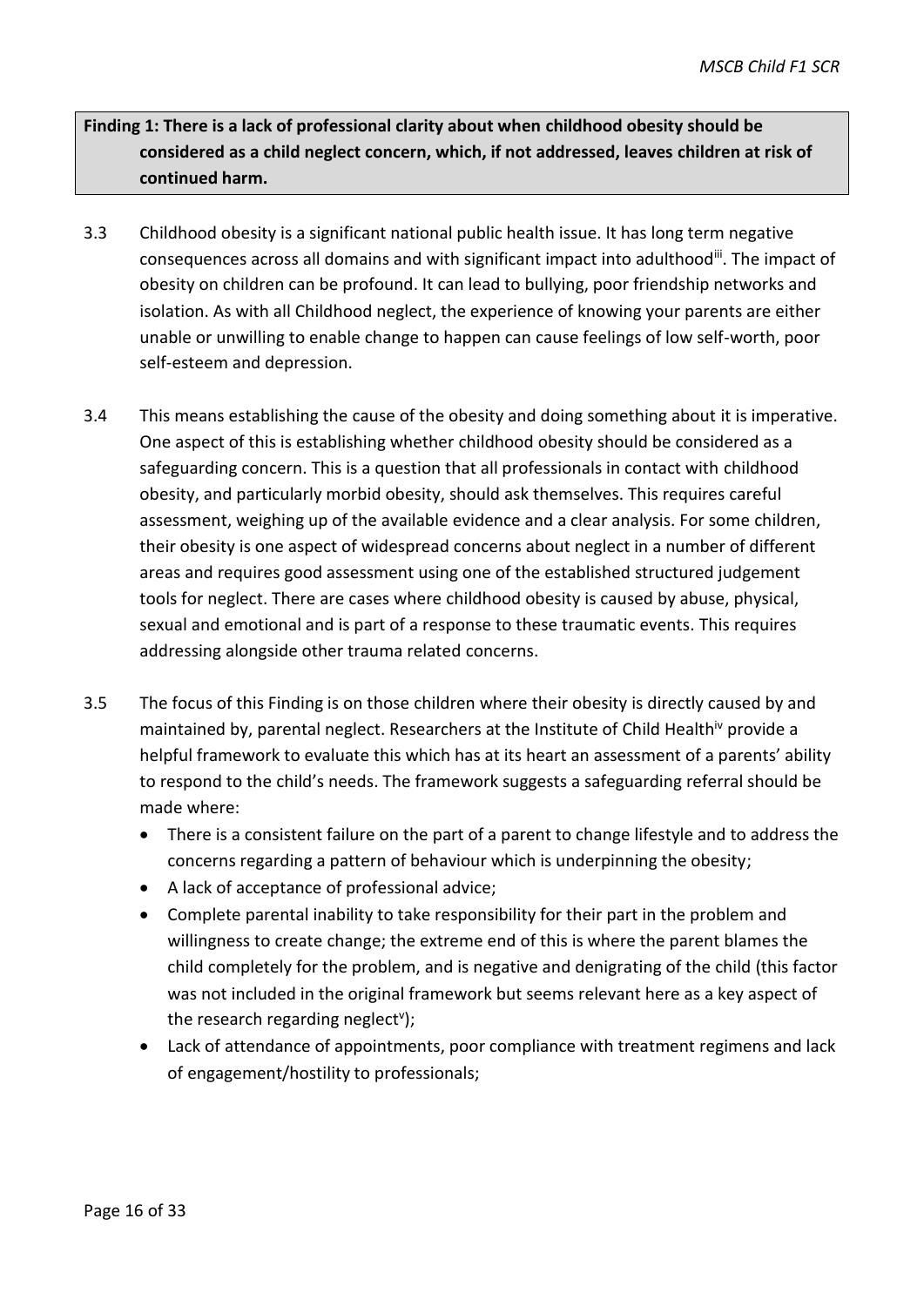**Finding 1: There is a lack of professional clarity about when childhood obesity should be considered as a child neglect concern, which, if not addressed, leaves children at risk of continued harm.**

3.3 Childhood obesity is a significant national public health issue. It has long term negative consequences across all domains and with significant impact into adulthood[iii]. The impact of obesity on children can be profound. It can lead to bullying, poor friendship networks and isolation. As with all Childhood neglect, the experience of knowing your parents are either unable or unwilling to enable change to happen can cause feelings of low self-worth, poor self-esteem and depression.

3.4 This means establishing the cause of the obesity and doing something about it is imperative. One aspect of this is establishing whether childhood obesity should be considered as a safeguarding concern. This is a question that all professionals in contact with childhood obesity, and particularly morbid obesity, should ask themselves. This requires careful assessment, weighing up of the available evidence and a clear analysis. For some children, their obesity is one aspect of widespread concerns about neglect in a number of different areas and requires good assessment using one of the established structured judgement tools for neglect. There are cases where childhood obesity is caused by abuse, physical, sexual and emotional and is part of a response to these traumatic events. This requires addressing alongside other trauma related concerns.

3.5 The focus of this Finding is on those children where their obesity is directly caused by and maintained by, parental neglect. Researchers at the Institute of Child Health[iv] provide a helpful framework to evaluate this which has at its heart an assessment of a parents' ability to respond to the child's needs. The framework suggests a safeguarding referral should be made where:

- There is a consistent failure on the part of a parent to change lifestyle and to address the concerns regarding a pattern of behaviour which is underpinning the obesity;
- A lack of acceptance of professional advice;
- Complete parental inability to take responsibility for their part in the problem and willingness to create change; the extreme end of this is where the parent blames the child completely for the problem, and is negative and denigrating of the child (this factor was not included in the original framework but seems relevant here as a key aspect of the research regarding neglect[v]);
- Lack of attendance of appointments, poor compliance with treatment regimens and lack of engagement/hostility to professionals;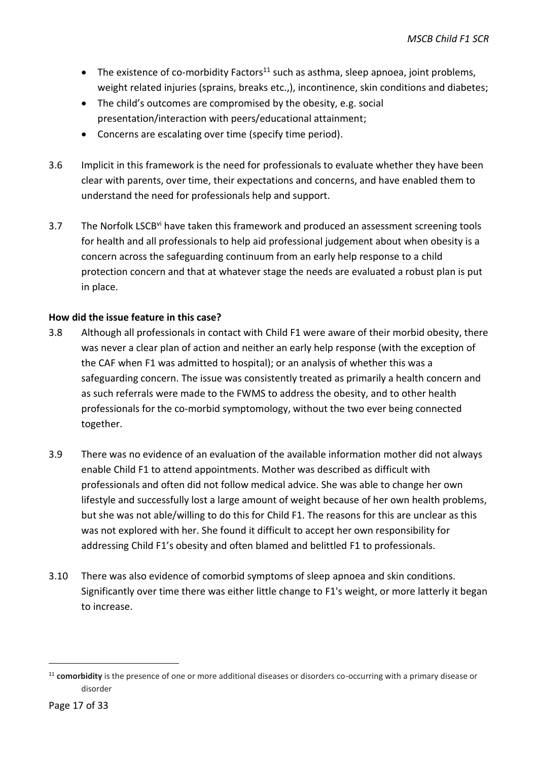- The existence of co-morbidity Factors[11] such as asthma, sleep apnoea, joint problems, weight related injuries (sprains, breaks etc.,), incontinence, skin conditions and diabetes;
- The child's outcomes are compromised by the obesity, e.g. social presentation/interaction with peers/educational attainment;
- Concerns are escalating over time (specify time period).

3.6 Implicit in this framework is the need for professionals to evaluate whether they have been clear with parents, over time, their expectations and concerns, and have enabled them to understand the need for professionals help and support.

3.7 The Norfolk LSCB[vi] have taken this framework and produced an assessment screening tools for health and all professionals to help aid professional judgement about when obesity is a concern across the safeguarding continuum from an early help response to a child protection concern and that at whatever stage the needs are evaluated a robust plan is put in place.

**How did the issue feature in this case?**

3.8 Although all professionals in contact with Child F1 were aware of their morbid obesity, there was never a clear plan of action and neither an early help response (with the exception of the CAF when F1 was admitted to hospital); or an analysis of whether this was a safeguarding concern. The issue was consistently treated as primarily a health concern and as such referrals were made to the FWMS to address the obesity, and to other health professionals for the co-morbid symptomology, without the two ever being connected together.

3.9 There was no evidence of an evaluation of the available information mother did not always enable Child F1 to attend appointments. Mother was described as difficult with professionals and often did not follow medical advice. She was able to change her own lifestyle and successfully lost a large amount of weight because of her own health problems, but she was not able/willing to do this for Child F1. The reasons for this are unclear as this was not explored with her. She found it difficult to accept her own responsibility for addressing Child F1's obesity and often blamed and belittled F1 to professionals.

3.10 There was also evidence of comorbid symptoms of sleep apnoea and skin conditions. Significantly over time there was either little change to F1's weight, or more latterly it began to increase.

[11] **comorbidity** is the presence of one or more additional diseases or disorders co-occurring with a primary disease or disorder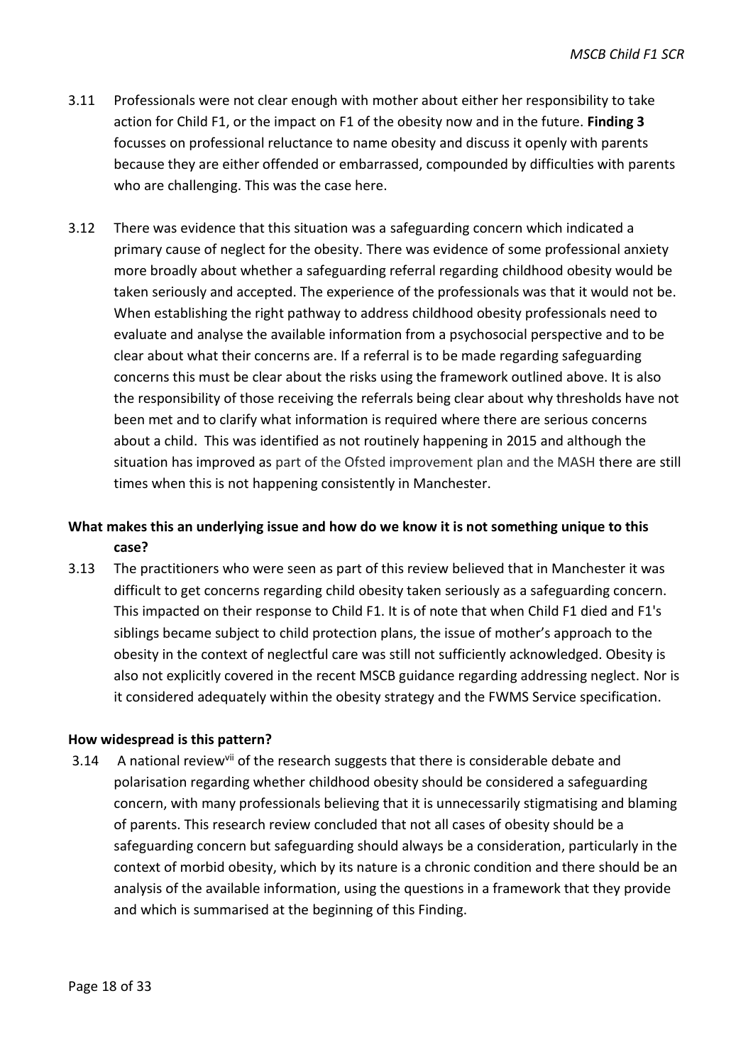3.11 Professionals were not clear enough with mother about either her responsibility to take action for Child F1, or the impact on F1 of the obesity now and in the future. **Finding 3** focusses on professional reluctance to name obesity and discuss it openly with parents because they are either offended or embarrassed, compounded by difficulties with parents who are challenging. This was the case here.

3.12 There was evidence that this situation was a safeguarding concern which indicated a primary cause of neglect for the obesity. There was evidence of some professional anxiety more broadly about whether a safeguarding referral regarding childhood obesity would be taken seriously and accepted. The experience of the professionals was that it would not be. When establishing the right pathway to address childhood obesity professionals need to evaluate and analyse the available information from a psychosocial perspective and to be clear about what their concerns are. If a referral is to be made regarding safeguarding concerns this must be clear about the risks using the framework outlined above. It is also the responsibility of those receiving the referrals being clear about why thresholds have not been met and to clarify what information is required where there are serious concerns about a child. This was identified as not routinely happening in 2015 and although the situation has improved as part of the Ofsted improvement plan and the MASH there are still times when this is not happening consistently in Manchester.

**What makes this an underlying issue and how do we know it is not something unique to this case?**

3.13 The practitioners who were seen as part of this review believed that in Manchester it was difficult to get concerns regarding child obesity taken seriously as a safeguarding concern. This impacted on their response to Child F1. It is of note that when Child F1 died and F1's siblings became subject to child protection plans, the issue of mother's approach to the obesity in the context of neglectful care was still not sufficiently acknowledged. Obesity is also not explicitly covered in the recent MSCB guidance regarding addressing neglect. Nor is it considered adequately within the obesity strategy and the FWMS Service specification.

**How widespread is this pattern?**

3.14 A national review[vii] of the research suggests that there is considerable debate and polarisation regarding whether childhood obesity should be considered a safeguarding concern, with many professionals believing that it is unnecessarily stigmatising and blaming of parents. This research review concluded that not all cases of obesity should be a safeguarding concern but safeguarding should always be a consideration, particularly in the context of morbid obesity, which by its nature is a chronic condition and there should be an analysis of the available information, using the questions in a framework that they provide and which is summarised at the beginning of this Finding.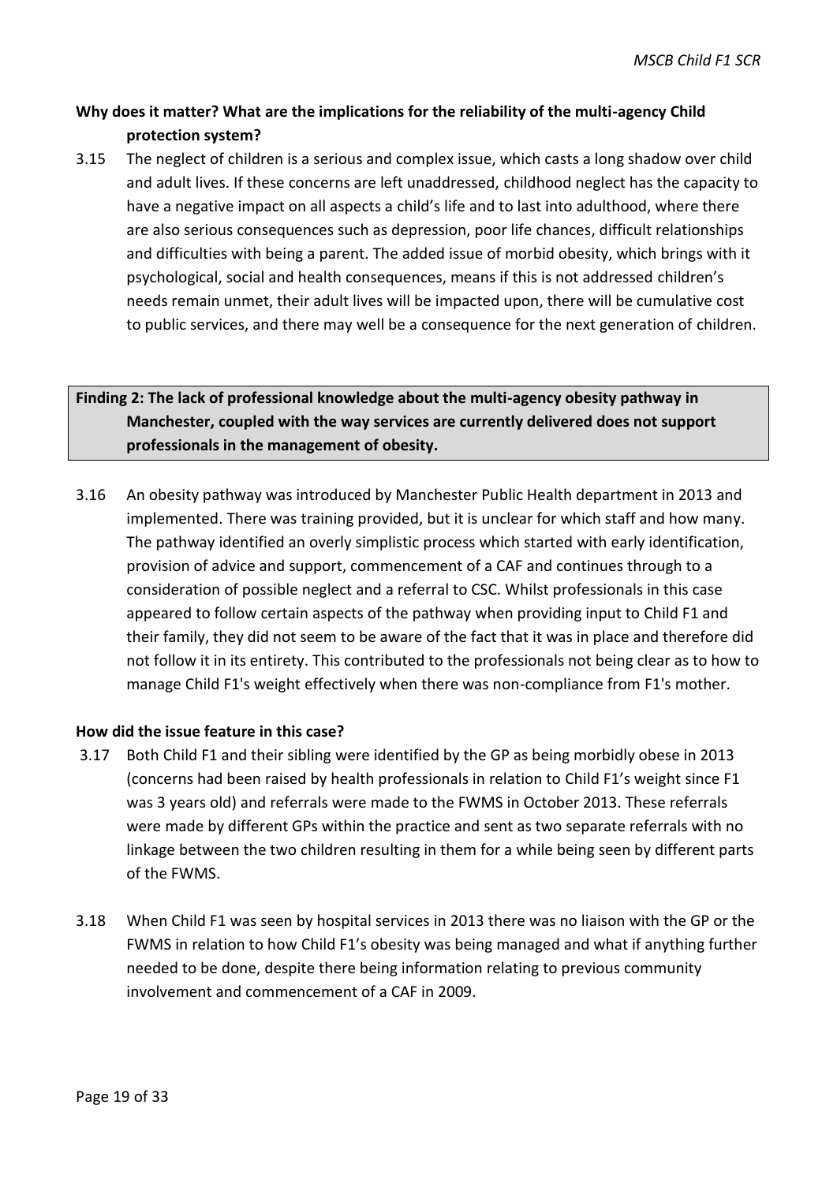**Why does it matter? What are the implications for the reliability of the multi-agency Child protection system?**

3.15 The neglect of children is a serious and complex issue, which casts a long shadow over child and adult lives. If these concerns are left unaddressed, childhood neglect has the capacity to have a negative impact on all aspects a child's life and to last into adulthood, where there are also serious consequences such as depression, poor life chances, difficult relationships and difficulties with being a parent. The added issue of morbid obesity, which brings with it psychological, social and health consequences, means if this is not addressed children's needs remain unmet, their adult lives will be impacted upon, there will be cumulative cost to public services, and there may well be a consequence for the next generation of children.

**Finding 2: The lack of professional knowledge about the multi-agency obesity pathway in Manchester, coupled with the way services are currently delivered does not support professionals in the management of obesity.**

3.16 An obesity pathway was introduced by Manchester Public Health department in 2013 and implemented. There was training provided, but it is unclear for which staff and how many. The pathway identified an overly simplistic process which started with early identification, provision of advice and support, commencement of a CAF and continues through to a consideration of possible neglect and a referral to CSC. Whilst professionals in this case appeared to follow certain aspects of the pathway when providing input to Child F1 and their family, they did not seem to be aware of the fact that it was in place and therefore did not follow it in its entirety. This contributed to the professionals not being clear as to how to manage Child F1's weight effectively when there was non-compliance from F1's mother.

**How did the issue feature in this case?**

3.17 Both Child F1 and their sibling were identified by the GP as being morbidly obese in 2013 (concerns had been raised by health professionals in relation to Child F1's weight since F1 was 3 years old) and referrals were made to the FWMS in October 2013. These referrals were made by different GPs within the practice and sent as two separate referrals with no linkage between the two children resulting in them for a while being seen by different parts of the FWMS.

3.18 When Child F1 was seen by hospital services in 2013 there was no liaison with the GP or the FWMS in relation to how Child F1's obesity was being managed and what if anything further needed to be done, despite there being information relating to previous community involvement and commencement of a CAF in 2009.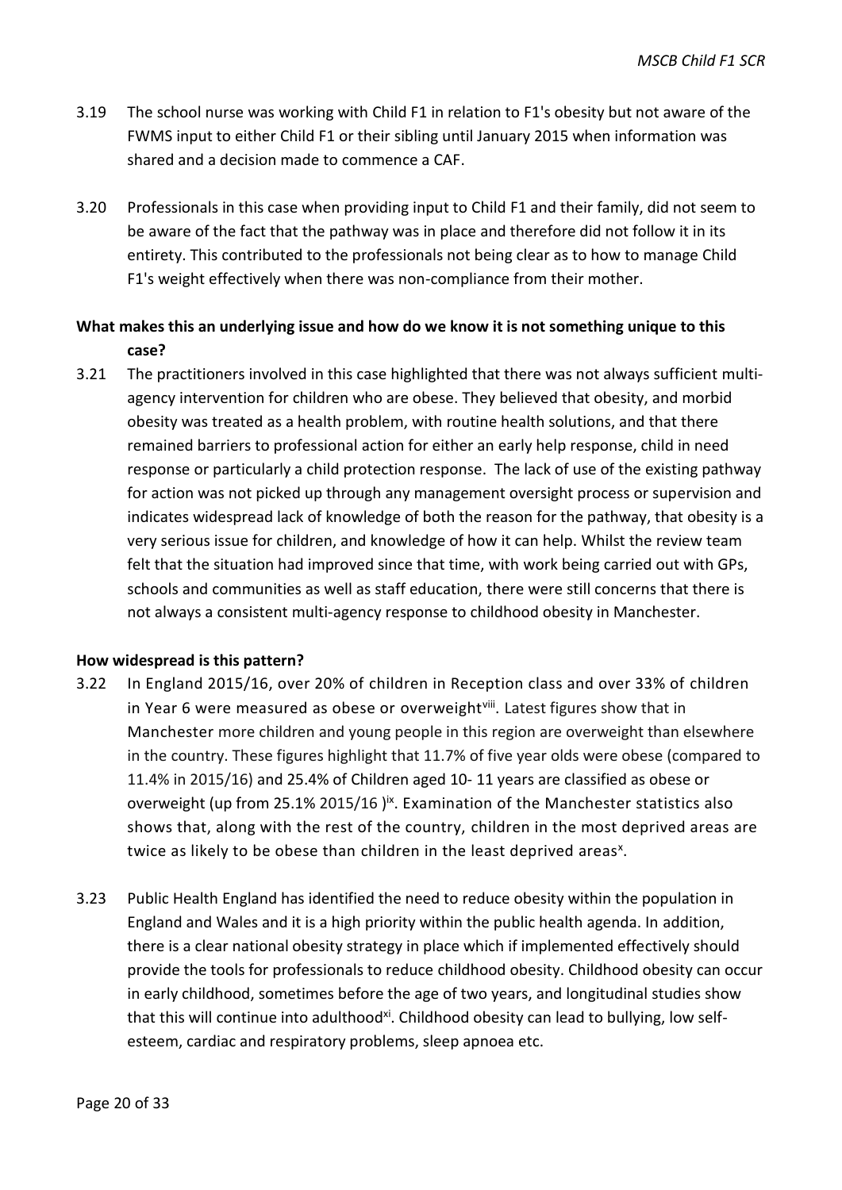3.19 The school nurse was working with Child F1 in relation to F1's obesity but not aware of the FWMS input to either Child F1 or their sibling until January 2015 when information was shared and a decision made to commence a CAF.

3.20 Professionals in this case when providing input to Child F1 and their family, did not seem to be aware of the fact that the pathway was in place and therefore did not follow it in its entirety. This contributed to the professionals not being clear as to how to manage Child F1's weight effectively when there was non-compliance from their mother.

**What makes this an underlying issue and how do we know it is not something unique to this case?**

3.21 The practitioners involved in this case highlighted that there was not always sufficient multi-agency intervention for children who are obese. They believed that obesity, and morbid obesity was treated as a health problem, with routine health solutions, and that there remained barriers to professional action for either an early help response, child in need response or particularly a child protection response. The lack of use of the existing pathway for action was not picked up through any management oversight process or supervision and indicates widespread lack of knowledge of both the reason for the pathway, that obesity is a very serious issue for children, and knowledge of how it can help. Whilst the review team felt that the situation had improved since that time, with work being carried out with GPs, schools and communities as well as staff education, there were still concerns that there is not always a consistent multi-agency response to childhood obesity in Manchester.

**How widespread is this pattern?**

3.22 In England 2015/16, over 20% of children in Reception class and over 33% of children in Year 6 were measured as obese or overweight[viii]. Latest figures show that in Manchester more children and young people in this region are overweight than elsewhere in the country. These figures highlight that 11.7% of five year olds were obese (compared to 11.4% in 2015/16) and 25.4% of Children aged 10- 11 years are classified as obese or overweight (up from 25.1% 2015/16 )[ix]. Examination of the Manchester statistics also shows that, along with the rest of the country, children in the most deprived areas are twice as likely to be obese than children in the least deprived areas[x].

3.23 Public Health England has identified the need to reduce obesity within the population in England and Wales and it is a high priority within the public health agenda. In addition, there is a clear national obesity strategy in place which if implemented effectively should provide the tools for professionals to reduce childhood obesity. Childhood obesity can occur in early childhood, sometimes before the age of two years, and longitudinal studies show that this will continue into adulthood[xi]. Childhood obesity can lead to bullying, low self-esteem, cardiac and respiratory problems, sleep apnoea etc.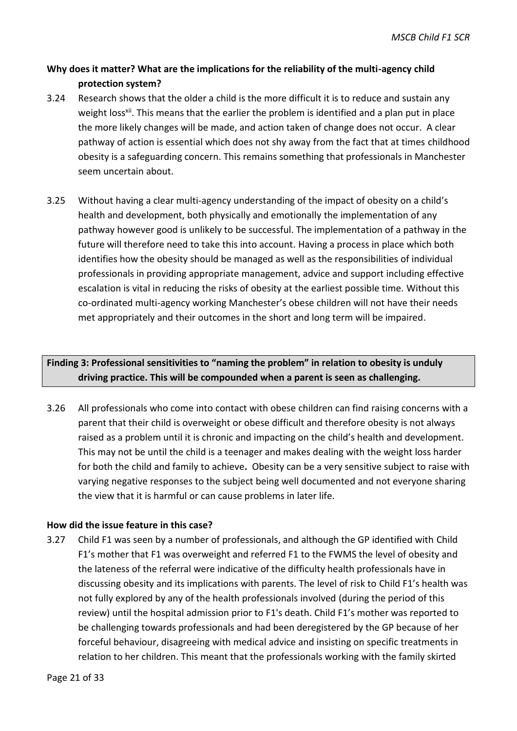**Why does it matter? What are the implications for the reliability of the multi-agency child protection system?**

3.24 Research shows that the older a child is the more difficult it is to reduce and sustain any weight loss[xii]. This means that the earlier the problem is identified and a plan put in place the more likely changes will be made, and action taken of change does not occur. A clear pathway of action is essential which does not shy away from the fact that at times childhood obesity is a safeguarding concern. This remains something that professionals in Manchester seem uncertain about.

3.25 Without having a clear multi-agency understanding of the impact of obesity on a child's health and development, both physically and emotionally the implementation of any pathway however good is unlikely to be successful. The implementation of a pathway in the future will therefore need to take this into account. Having a process in place which both identifies how the obesity should be managed as well as the responsibilities of individual professionals in providing appropriate management, advice and support including effective escalation is vital in reducing the risks of obesity at the earliest possible time. Without this co-ordinated multi-agency working Manchester's obese children will not have their needs met appropriately and their outcomes in the short and long term will be impaired.

**Finding 3: Professional sensitivities to "naming the problem" in relation to obesity is unduly driving practice. This will be compounded when a parent is seen as challenging.**

3.26 All professionals who come into contact with obese children can find raising concerns with a parent that their child is overweight or obese difficult and therefore obesity is not always raised as a problem until it is chronic and impacting on the child's health and development. This may not be until the child is a teenager and makes dealing with the weight loss harder for both the child and family to achieve. Obesity can be a very sensitive subject to raise with varying negative responses to the subject being well documented and not everyone sharing the view that it is harmful or can cause problems in later life.

**How did the issue feature in this case?**

3.27 Child F1 was seen by a number of professionals, and although the GP identified with Child F1's mother that F1 was overweight and referred F1 to the FWMS the level of obesity and the lateness of the referral were indicative of the difficulty health professionals have in discussing obesity and its implications with parents. The level of risk to Child F1's health was not fully explored by any of the health professionals involved (during the period of this review) until the hospital admission prior to F1's death. Child F1's mother was reported to be challenging towards professionals and had been deregistered by the GP because of her forceful behaviour, disagreeing with medical advice and insisting on specific treatments in relation to her children. This meant that the professionals working with the family skirted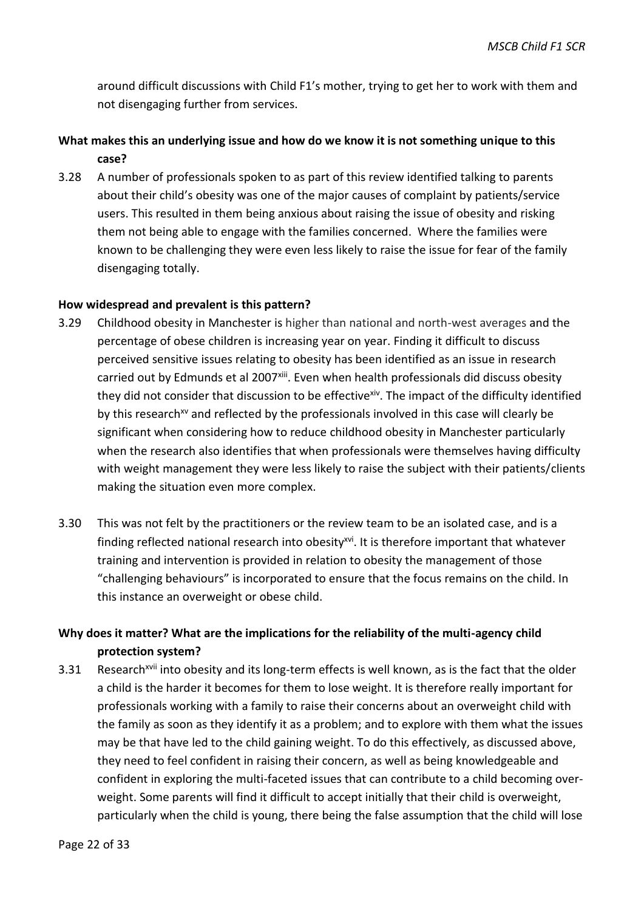around difficult discussions with Child F1's mother, trying to get her to work with them and not disengaging further from services.

**What makes this an underlying issue and how do we know it is not something unique to this case?**

3.28 A number of professionals spoken to as part of this review identified talking to parents about their child's obesity was one of the major causes of complaint by patients/service users. This resulted in them being anxious about raising the issue of obesity and risking them not being able to engage with the families concerned. Where the families were known to be challenging they were even less likely to raise the issue for fear of the family disengaging totally.

**How widespread and prevalent is this pattern?**

3.29 Childhood obesity in Manchester is higher than national and north-west averages and the percentage of obese children is increasing year on year. Finding it difficult to discuss perceived sensitive issues relating to obesity has been identified as an issue in research carried out by Edmunds et al 2007[xiii]. Even when health professionals did discuss obesity they did not consider that discussion to be effective[xiv]. The impact of the difficulty identified by this research[xv] and reflected by the professionals involved in this case will clearly be significant when considering how to reduce childhood obesity in Manchester particularly when the research also identifies that when professionals were themselves having difficulty with weight management they were less likely to raise the subject with their patients/clients making the situation even more complex.

3.30 This was not felt by the practitioners or the review team to be an isolated case, and is a finding reflected national research into obesity[xvi]. It is therefore important that whatever training and intervention is provided in relation to obesity the management of those "challenging behaviours" is incorporated to ensure that the focus remains on the child. In this instance an overweight or obese child.

**Why does it matter? What are the implications for the reliability of the multi-agency child protection system?**

3.31 Research[xvii] into obesity and its long-term effects is well known, as is the fact that the older a child is the harder it becomes for them to lose weight. It is therefore really important for professionals working with a family to raise their concerns about an overweight child with the family as soon as they identify it as a problem; and to explore with them what the issues may be that have led to the child gaining weight. To do this effectively, as discussed above, they need to feel confident in raising their concern, as well as being knowledgeable and confident in exploring the multi-faceted issues that can contribute to a child becoming over-weight. Some parents will find it difficult to accept initially that their child is overweight, particularly when the child is young, there being the false assumption that the child will lose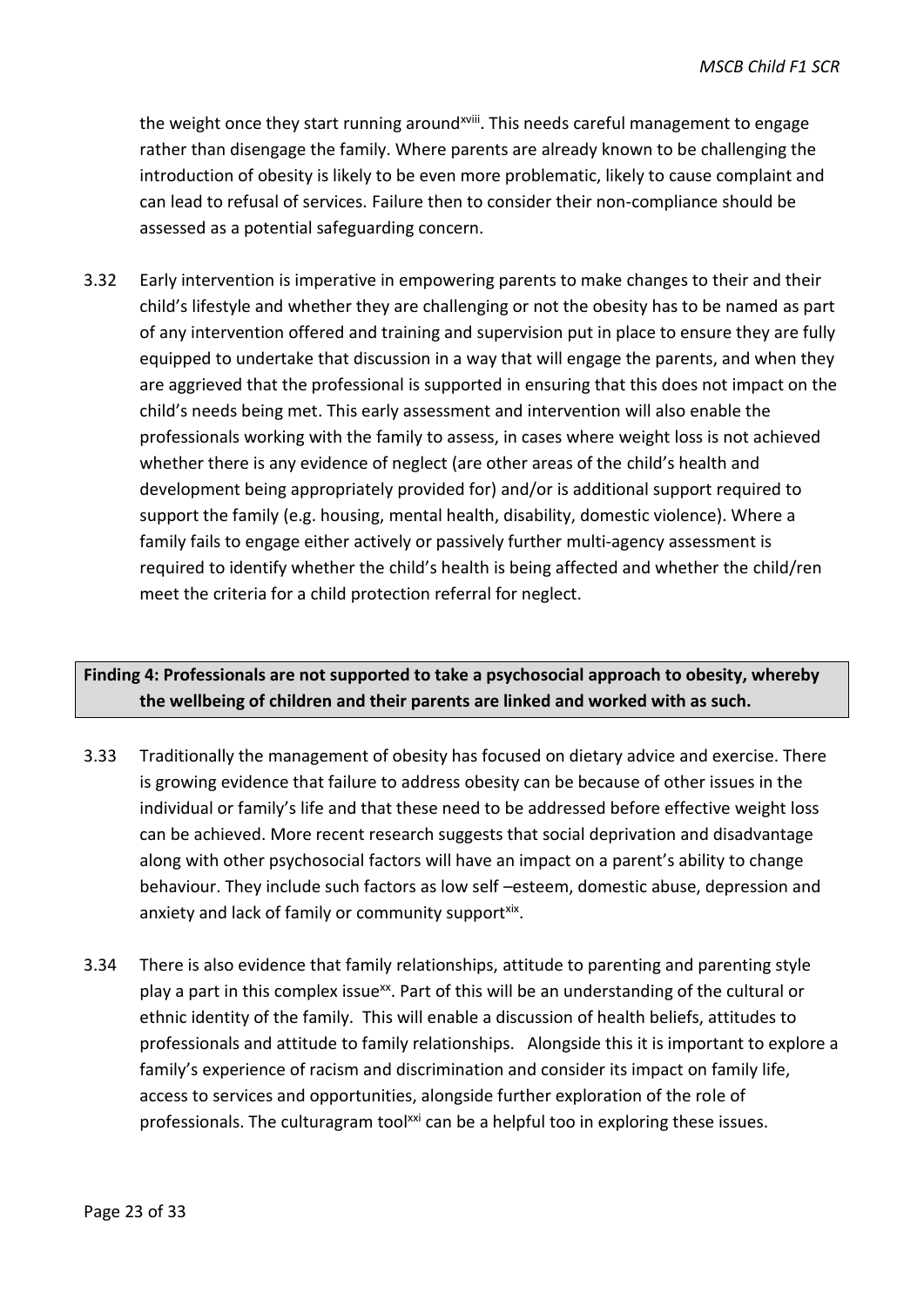the weight once they start running around[xviii]. This needs careful management to engage rather than disengage the family. Where parents are already known to be challenging the introduction of obesity is likely to be even more problematic, likely to cause complaint and can lead to refusal of services. Failure then to consider their non-compliance should be assessed as a potential safeguarding concern.

3.32 Early intervention is imperative in empowering parents to make changes to their and their child's lifestyle and whether they are challenging or not the obesity has to be named as part of any intervention offered and training and supervision put in place to ensure they are fully equipped to undertake that discussion in a way that will engage the parents, and when they are aggrieved that the professional is supported in ensuring that this does not impact on the child's needs being met. This early assessment and intervention will also enable the professionals working with the family to assess, in cases where weight loss is not achieved whether there is any evidence of neglect (are other areas of the child's health and development being appropriately provided for) and/or is additional support required to support the family (e.g. housing, mental health, disability, domestic violence). Where a family fails to engage either actively or passively further multi-agency assessment is required to identify whether the child's health is being affected and whether the child/ren meet the criteria for a child protection referral for neglect.

**Finding 4: Professionals are not supported to take a psychosocial approach to obesity, whereby the wellbeing of children and their parents are linked and worked with as such.**

3.33 Traditionally the management of obesity has focused on dietary advice and exercise. There is growing evidence that failure to address obesity can be because of other issues in the individual or family's life and that these need to be addressed before effective weight loss can be achieved. More recent research suggests that social deprivation and disadvantage along with other psychosocial factors will have an impact on a parent's ability to change behaviour. They include such factors as low self –esteem, domestic abuse, depression and anxiety and lack of family or community support[xix].

3.34 There is also evidence that family relationships, attitude to parenting and parenting style play a part in this complex issue[xx]. Part of this will be an understanding of the cultural or ethnic identity of the family. This will enable a discussion of health beliefs, attitudes to professionals and attitude to family relationships. Alongside this it is important to explore a family's experience of racism and discrimination and consider its impact on family life, access to services and opportunities, alongside further exploration of the role of professionals. The culturagram tool[xxi] can be a helpful too in exploring these issues.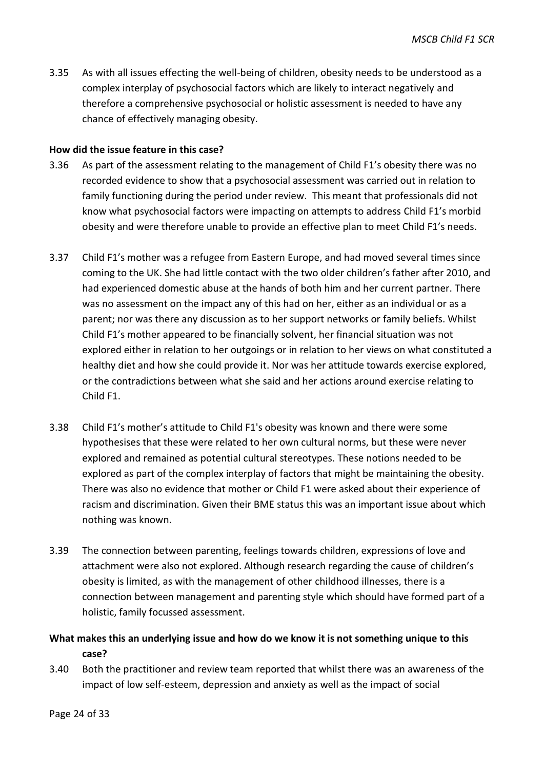3.35 As with all issues effecting the well-being of children, obesity needs to be understood as a complex interplay of psychosocial factors which are likely to interact negatively and therefore a comprehensive psychosocial or holistic assessment is needed to have any chance of effectively managing obesity.

**How did the issue feature in this case?**

3.36 As part of the assessment relating to the management of Child F1's obesity there was no recorded evidence to show that a psychosocial assessment was carried out in relation to family functioning during the period under review. This meant that professionals did not know what psychosocial factors were impacting on attempts to address Child F1's morbid obesity and were therefore unable to provide an effective plan to meet Child F1's needs.

3.37 Child F1's mother was a refugee from Eastern Europe, and had moved several times since coming to the UK. She had little contact with the two older children's father after 2010, and had experienced domestic abuse at the hands of both him and her current partner. There was no assessment on the impact any of this had on her, either as an individual or as a parent; nor was there any discussion as to her support networks or family beliefs. Whilst Child F1's mother appeared to be financially solvent, her financial situation was not explored either in relation to her outgoings or in relation to her views on what constituted a healthy diet and how she could provide it. Nor was her attitude towards exercise explored, or the contradictions between what she said and her actions around exercise relating to Child F1.

3.38 Child F1's mother's attitude to Child F1's obesity was known and there were some hypothesises that these were related to her own cultural norms, but these were never explored and remained as potential cultural stereotypes. These notions needed to be explored as part of the complex interplay of factors that might be maintaining the obesity. There was also no evidence that mother or Child F1 were asked about their experience of racism and discrimination. Given their BME status this was an important issue about which nothing was known.

3.39 The connection between parenting, feelings towards children, expressions of love and attachment were also not explored. Although research regarding the cause of children's obesity is limited, as with the management of other childhood illnesses, there is a connection between management and parenting style which should have formed part of a holistic, family focussed assessment.

**What makes this an underlying issue and how do we know it is not something unique to this case?**

3.40 Both the practitioner and review team reported that whilst there was an awareness of the impact of low self-esteem, depression and anxiety as well as the impact of social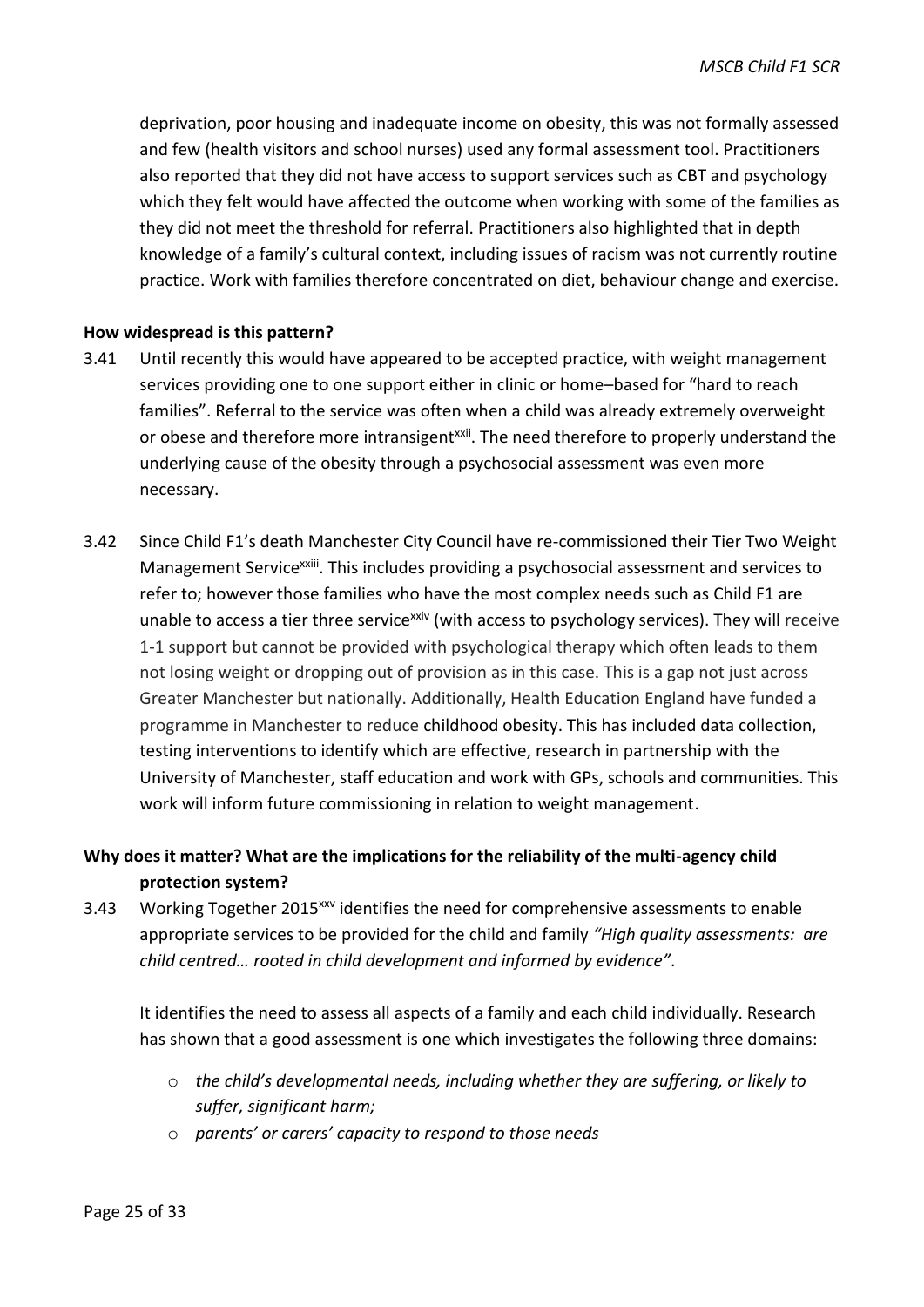deprivation, poor housing and inadequate income on obesity, this was not formally assessed and few (health visitors and school nurses) used any formal assessment tool. Practitioners also reported that they did not have access to support services such as CBT and psychology which they felt would have affected the outcome when working with some of the families as they did not meet the threshold for referral. Practitioners also highlighted that in depth knowledge of a family's cultural context, including issues of racism was not currently routine practice. Work with families therefore concentrated on diet, behaviour change and exercise.

**How widespread is this pattern?**

3.41 Until recently this would have appeared to be accepted practice, with weight management services providing one to one support either in clinic or home–based for "hard to reach families". Referral to the service was often when a child was already extremely overweight or obese and therefore more intransigent[xxii]. The need therefore to properly understand the underlying cause of the obesity through a psychosocial assessment was even more necessary.

3.42 Since Child F1's death Manchester City Council have re-commissioned their Tier Two Weight Management Service[xxiii]. This includes providing a psychosocial assessment and services to refer to; however those families who have the most complex needs such as Child F1 are unable to access a tier three service[xxiv] (with access to psychology services). They will receive 1-1 support but cannot be provided with psychological therapy which often leads to them not losing weight or dropping out of provision as in this case. This is a gap not just across Greater Manchester but nationally. Additionally, Health Education England have funded a programme in Manchester to reduce childhood obesity. This has included data collection, testing interventions to identify which are effective, research in partnership with the University of Manchester, staff education and work with GPs, schools and communities. This work will inform future commissioning in relation to weight management.

**Why does it matter? What are the implications for the reliability of the multi-agency child protection system?**

3.43 Working Together 2015[xxv] identifies the need for comprehensive assessments to enable appropriate services to be provided for the child and family *"High quality assessments: are child centred… rooted in child development and informed by evidence"*.

It identifies the need to assess all aspects of a family and each child individually. Research has shown that a good assessment is one which investigates the following three domains:

- *the child's developmental needs, including whether they are suffering, or likely to suffer, significant harm;*
- *parents' or carers' capacity to respond to those needs*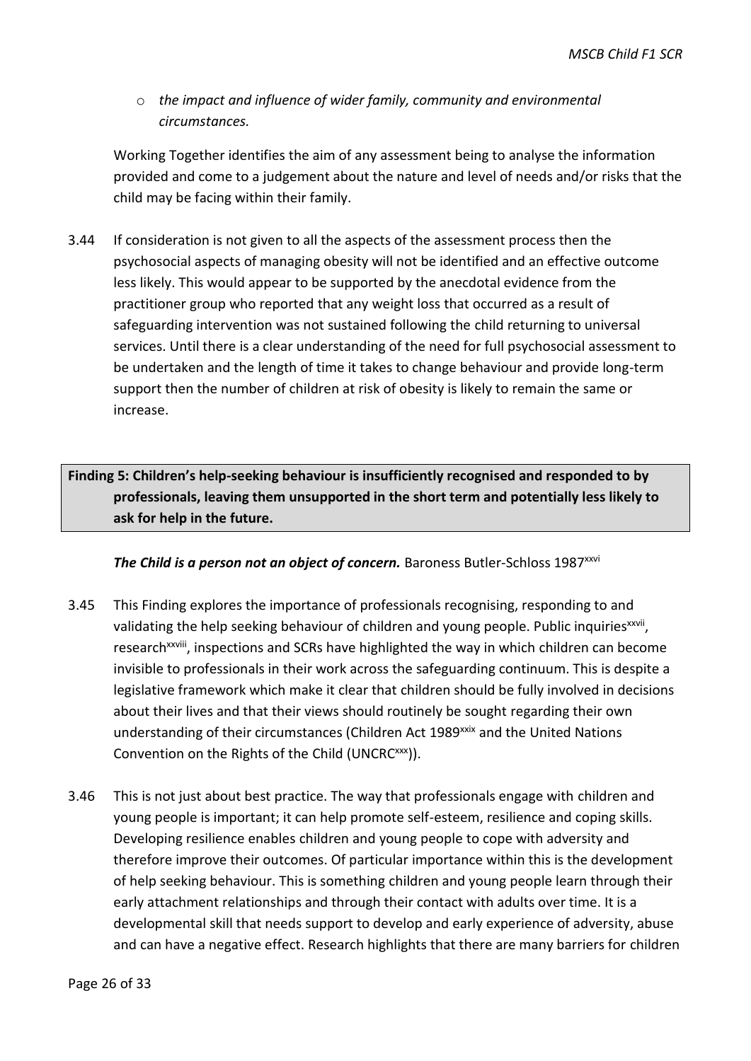- *the impact and influence of wider family, community and environmental circumstances.*

Working Together identifies the aim of any assessment being to analyse the information provided and come to a judgement about the nature and level of needs and/or risks that the child may be facing within their family.

3.44 If consideration is not given to all the aspects of the assessment process then the psychosocial aspects of managing obesity will not be identified and an effective outcome less likely. This would appear to be supported by the anecdotal evidence from the practitioner group who reported that any weight loss that occurred as a result of safeguarding intervention was not sustained following the child returning to universal services. Until there is a clear understanding of the need for full psychosocial assessment to be undertaken and the length of time it takes to change behaviour and provide long-term support then the number of children at risk of obesity is likely to remain the same or increase.

**Finding 5: Children's help-seeking behaviour is insufficiently recognised and responded to by professionals, leaving them unsupported in the short term and potentially less likely to ask for help in the future.**

***The Child is a person not an object of concern.*** Baroness Butler-Schloss 1987[xxvi]

3.45 This Finding explores the importance of professionals recognising, responding to and validating the help seeking behaviour of children and young people. Public inquiries[xxvii], research[xxviii], inspections and SCRs have highlighted the way in which children can become invisible to professionals in their work across the safeguarding continuum. This is despite a legislative framework which make it clear that children should be fully involved in decisions about their lives and that their views should routinely be sought regarding their own understanding of their circumstances (Children Act 1989[xxix] and the United Nations Convention on the Rights of the Child (UNCRC[xxx])).

3.46 This is not just about best practice. The way that professionals engage with children and young people is important; it can help promote self-esteem, resilience and coping skills. Developing resilience enables children and young people to cope with adversity and therefore improve their outcomes. Of particular importance within this is the development of help seeking behaviour. This is something children and young people learn through their early attachment relationships and through their contact with adults over time. It is a developmental skill that needs support to develop and early experience of adversity, abuse and can have a negative effect. Research highlights that there are many barriers for children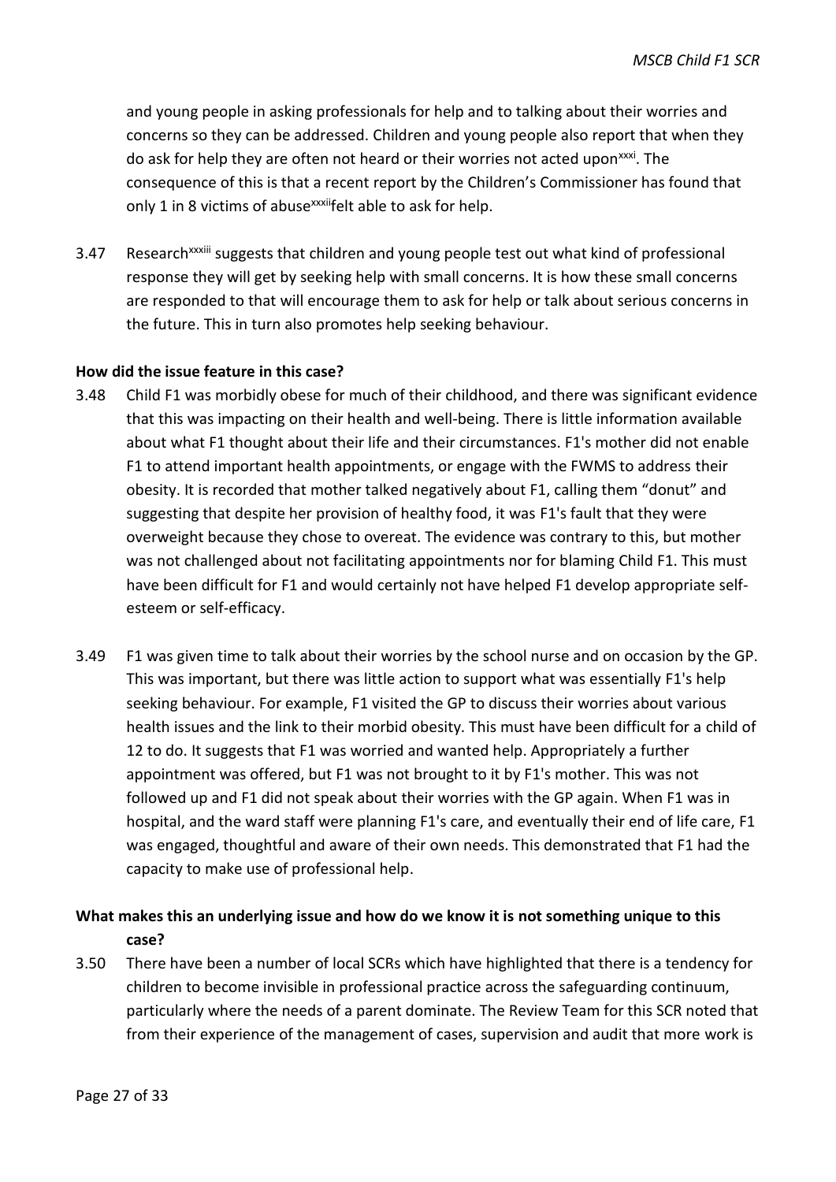and young people in asking professionals for help and to talking about their worries and concerns so they can be addressed. Children and young people also report that when they do ask for help they are often not heard or their worries not acted upon[xxxi]. The consequence of this is that a recent report by the Children's Commissioner has found that only 1 in 8 victims of abuse[xxxii]felt able to ask for help.

3.47 Research[xxxiii] suggests that children and young people test out what kind of professional response they will get by seeking help with small concerns. It is how these small concerns are responded to that will encourage them to ask for help or talk about serious concerns in the future. This in turn also promotes help seeking behaviour.

**How did the issue feature in this case?**

3.48 Child F1 was morbidly obese for much of their childhood, and there was significant evidence that this was impacting on their health and well-being. There is little information available about what F1 thought about their life and their circumstances. F1's mother did not enable F1 to attend important health appointments, or engage with the FWMS to address their obesity. It is recorded that mother talked negatively about F1, calling them "donut" and suggesting that despite her provision of healthy food, it was F1's fault that they were overweight because they chose to overeat. The evidence was contrary to this, but mother was not challenged about not facilitating appointments nor for blaming Child F1. This must have been difficult for F1 and would certainly not have helped F1 develop appropriate self-esteem or self-efficacy.

3.49 F1 was given time to talk about their worries by the school nurse and on occasion by the GP. This was important, but there was little action to support what was essentially F1's help seeking behaviour. For example, F1 visited the GP to discuss their worries about various health issues and the link to their morbid obesity. This must have been difficult for a child of 12 to do. It suggests that F1 was worried and wanted help. Appropriately a further appointment was offered, but F1 was not brought to it by F1's mother. This was not followed up and F1 did not speak about their worries with the GP again. When F1 was in hospital, and the ward staff were planning F1's care, and eventually their end of life care, F1 was engaged, thoughtful and aware of their own needs. This demonstrated that F1 had the capacity to make use of professional help.

**What makes this an underlying issue and how do we know it is not something unique to this case?**

3.50 There have been a number of local SCRs which have highlighted that there is a tendency for children to become invisible in professional practice across the safeguarding continuum, particularly where the needs of a parent dominate. The Review Team for this SCR noted that from their experience of the management of cases, supervision and audit that more work is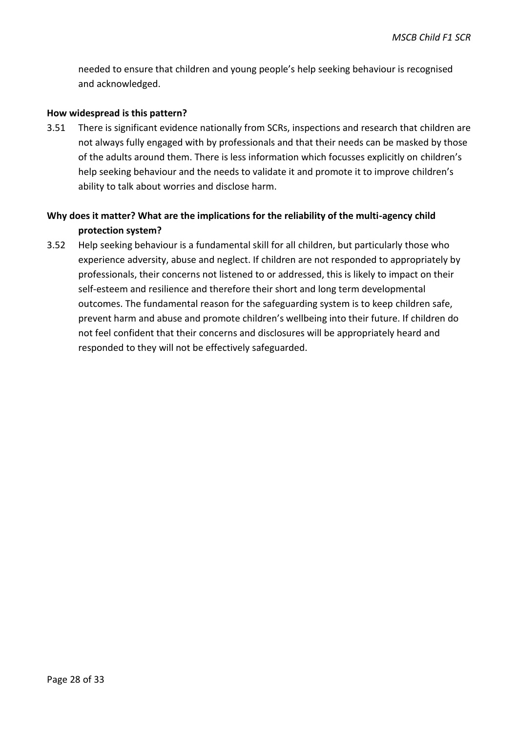needed to ensure that children and young people's help seeking behaviour is recognised and acknowledged.

**How widespread is this pattern?**

3.51 There is significant evidence nationally from SCRs, inspections and research that children are not always fully engaged with by professionals and that their needs can be masked by those of the adults around them. There is less information which focusses explicitly on children's help seeking behaviour and the needs to validate it and promote it to improve children's ability to talk about worries and disclose harm.

**Why does it matter? What are the implications for the reliability of the multi-agency child protection system?**

3.52 Help seeking behaviour is a fundamental skill for all children, but particularly those who experience adversity, abuse and neglect. If children are not responded to appropriately by professionals, their concerns not listened to or addressed, this is likely to impact on their self-esteem and resilience and therefore their short and long term developmental outcomes. The fundamental reason for the safeguarding system is to keep children safe, prevent harm and abuse and promote children's wellbeing into their future. If children do not feel confident that their concerns and disclosures will be appropriately heard and responded to they will not be effectively safeguarded.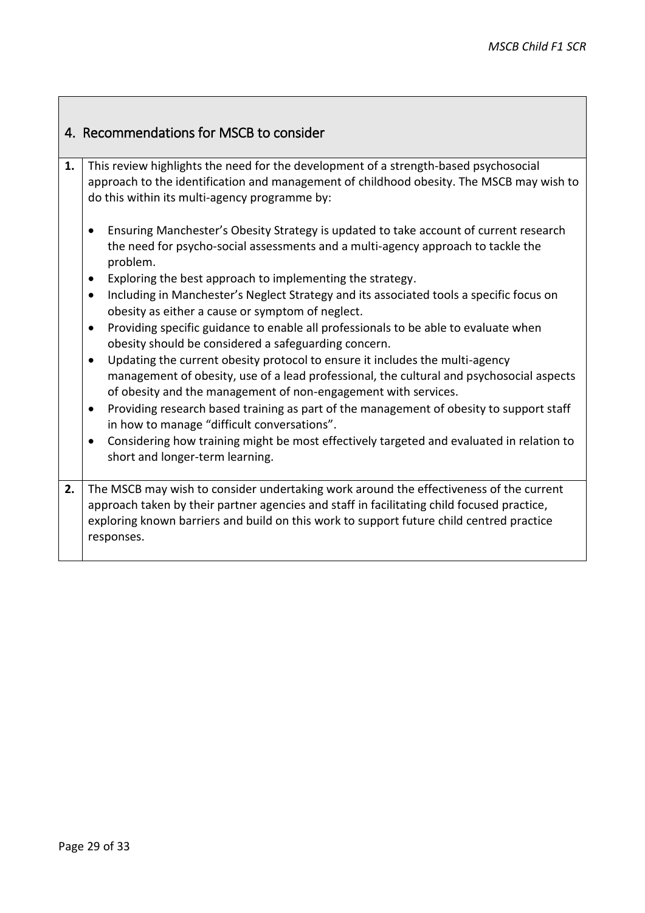## 4. Recommendations for MSCB to consider

| | |
|---|---|
| **1.** | This review highlights the need for the development of a strength-based psychosocial approach to the identification and management of childhood obesity. The MSCB may wish to do this within its multi-agency programme by:<br><br>• Ensuring Manchester's Obesity Strategy is updated to take account of current research the need for psycho-social assessments and a multi-agency approach to tackle the problem.<br>• Exploring the best approach to implementing the strategy.<br>• Including in Manchester's Neglect Strategy and its associated tools a specific focus on obesity as either a cause or symptom of neglect.<br>• Providing specific guidance to enable all professionals to be able to evaluate when obesity should be considered a safeguarding concern.<br>• Updating the current obesity protocol to ensure it includes the multi-agency management of obesity, use of a lead professional, the cultural and psychosocial aspects of obesity and the management of non-engagement with services.<br>• Providing research based training as part of the management of obesity to support staff in how to manage "difficult conversations".<br>• Considering how training might be most effectively targeted and evaluated in relation to short and longer-term learning. |
| **2.** | The MSCB may wish to consider undertaking work around the effectiveness of the current approach taken by their partner agencies and staff in facilitating child focused practice, exploring known barriers and build on this work to support future child centred practice responses. |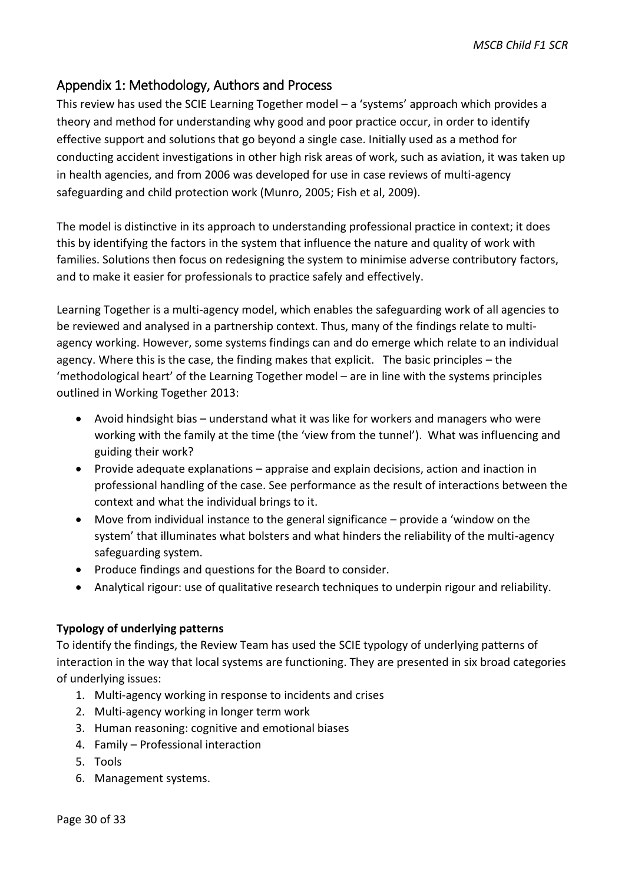## Appendix 1: Methodology, Authors and Process

This review has used the SCIE Learning Together model – a 'systems' approach which provides a theory and method for understanding why good and poor practice occur, in order to identify effective support and solutions that go beyond a single case. Initially used as a method for conducting accident investigations in other high risk areas of work, such as aviation, it was taken up in health agencies, and from 2006 was developed for use in case reviews of multi-agency safeguarding and child protection work (Munro, 2005; Fish et al, 2009).

The model is distinctive in its approach to understanding professional practice in context; it does this by identifying the factors in the system that influence the nature and quality of work with families. Solutions then focus on redesigning the system to minimise adverse contributory factors, and to make it easier for professionals to practice safely and effectively.

Learning Together is a multi-agency model, which enables the safeguarding work of all agencies to be reviewed and analysed in a partnership context. Thus, many of the findings relate to multi-agency working. However, some systems findings can and do emerge which relate to an individual agency. Where this is the case, the finding makes that explicit. The basic principles – the 'methodological heart' of the Learning Together model – are in line with the systems principles outlined in Working Together 2013:

- Avoid hindsight bias – understand what it was like for workers and managers who were working with the family at the time (the 'view from the tunnel'). What was influencing and guiding their work?
- Provide adequate explanations – appraise and explain decisions, action and inaction in professional handling of the case. See performance as the result of interactions between the context and what the individual brings to it.
- Move from individual instance to the general significance – provide a 'window on the system' that illuminates what bolsters and what hinders the reliability of the multi-agency safeguarding system.
- Produce findings and questions for the Board to consider.
- Analytical rigour: use of qualitative research techniques to underpin rigour and reliability.

**Typology of underlying patterns**

To identify the findings, the Review Team has used the SCIE typology of underlying patterns of interaction in the way that local systems are functioning. They are presented in six broad categories of underlying issues:

1. Multi-agency working in response to incidents and crises
2. Multi-agency working in longer term work
3. Human reasoning: cognitive and emotional biases
4. Family – Professional interaction
5. Tools
6. Management systems.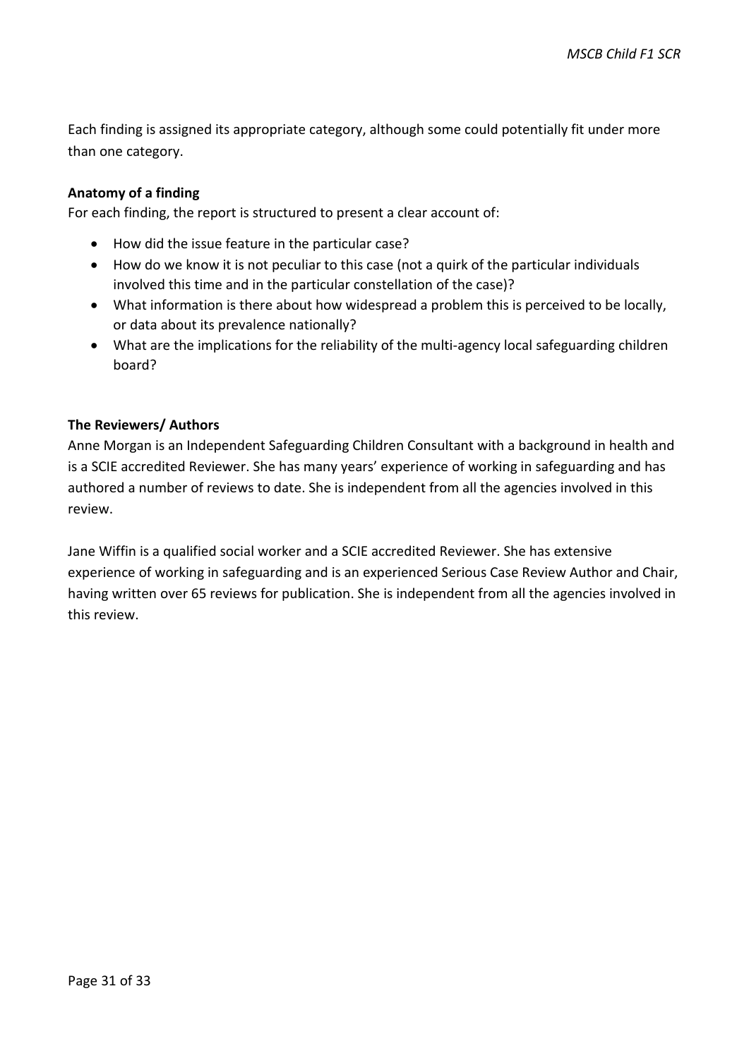Each finding is assigned its appropriate category, although some could potentially fit under more than one category.

**Anatomy of a finding**

For each finding, the report is structured to present a clear account of:

- How did the issue feature in the particular case?
- How do we know it is not peculiar to this case (not a quirk of the particular individuals involved this time and in the particular constellation of the case)?
- What information is there about how widespread a problem this is perceived to be locally, or data about its prevalence nationally?
- What are the implications for the reliability of the multi-agency local safeguarding children board?

**The Reviewers/ Authors**

Anne Morgan is an Independent Safeguarding Children Consultant with a background in health and is a SCIE accredited Reviewer. She has many years' experience of working in safeguarding and has authored a number of reviews to date. She is independent from all the agencies involved in this review.

Jane Wiffin is a qualified social worker and a SCIE accredited Reviewer. She has extensive experience of working in safeguarding and is an experienced Serious Case Review Author and Chair, having written over 65 reviews for publication. She is independent from all the agencies involved in this review.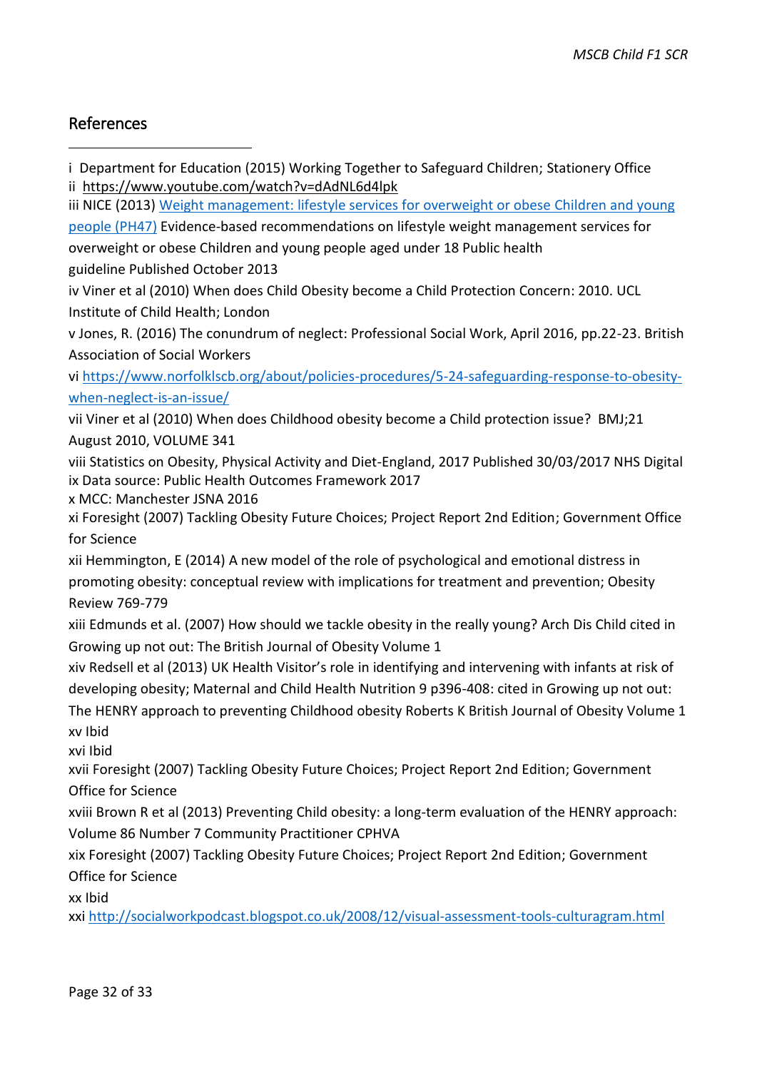## References

i Department for Education (2015) Working Together to Safeguard Children; Stationery Office

ii https://www.youtube.com/watch?v=dAdNL6d4lpk

iii NICE (2013) [Weight management: lifestyle services for overweight or obese Children and young people (PH47)] Evidence-based recommendations on lifestyle weight management services for overweight or obese Children and young people aged under 18 Public health guideline Published October 2013

iv Viner et al (2010) When does Child Obesity become a Child Protection Concern: 2010. UCL Institute of Child Health; London

v Jones, R. (2016) The conundrum of neglect: Professional Social Work, April 2016, pp.22-23. British Association of Social Workers

vi https://www.norfolklscb.org/about/policies-procedures/5-24-safeguarding-response-to-obesity-when-neglect-is-an-issue/

vii Viner et al (2010) When does Childhood obesity become a Child protection issue? BMJ;21 August 2010, VOLUME 341

viii Statistics on Obesity, Physical Activity and Diet-England, 2017 Published 30/03/2017 NHS Digital

ix Data source: Public Health Outcomes Framework 2017

x MCC: Manchester JSNA 2016

xi Foresight (2007) Tackling Obesity Future Choices; Project Report 2nd Edition; Government Office for Science

xii Hemmington, E (2014) A new model of the role of psychological and emotional distress in promoting obesity: conceptual review with implications for treatment and prevention; Obesity Review 769-779

xiii Edmunds et al. (2007) How should we tackle obesity in the really young? Arch Dis Child cited in Growing up not out: The British Journal of Obesity Volume 1

xiv Redsell et al (2013) UK Health Visitor's role in identifying and intervening with infants at risk of developing obesity; Maternal and Child Health Nutrition 9 p396-408: cited in Growing up not out: The HENRY approach to preventing Childhood obesity Roberts K British Journal of Obesity Volume 1

xv Ibid

xvi Ibid

xvii Foresight (2007) Tackling Obesity Future Choices; Project Report 2nd Edition; Government Office for Science

xviii Brown R et al (2013) Preventing Child obesity: a long-term evaluation of the HENRY approach: Volume 86 Number 7 Community Practitioner CPHVA

xix Foresight (2007) Tackling Obesity Future Choices; Project Report 2nd Edition; Government Office for Science

xx Ibid

xxi http://socialworkpodcast.blogspot.co.uk/2008/12/visual-assessment-tools-culturagram.html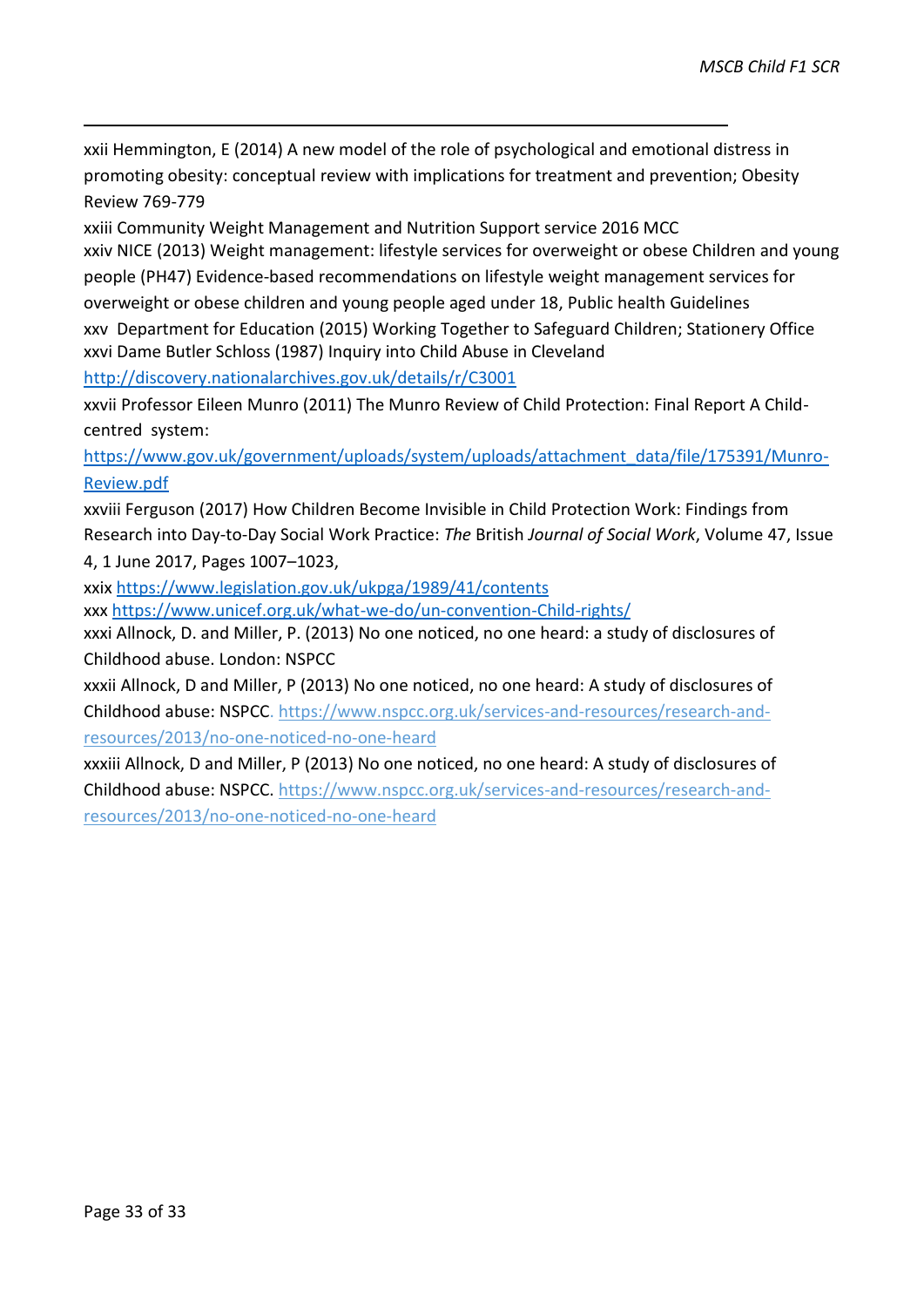---

xxii Hemmington, E (2014) A new model of the role of psychological and emotional distress in promoting obesity: conceptual review with implications for treatment and prevention; Obesity Review 769-779

xxiii Community Weight Management and Nutrition Support service 2016 MCC

xxiv NICE (2013) Weight management: lifestyle services for overweight or obese Children and young people (PH47) Evidence-based recommendations on lifestyle weight management services for overweight or obese children and young people aged under 18, Public health Guidelines

xxv Department for Education (2015) Working Together to Safeguard Children; Stationery Office

xxvi Dame Butler Schloss (1987) Inquiry into Child Abuse in Cleveland http://discovery.nationalarchives.gov.uk/details/r/C3001

xxvii Professor Eileen Munro (2011) The Munro Review of Child Protection: Final Report A Child-centred system: https://www.gov.uk/government/uploads/system/uploads/attachment_data/file/175391/Munro-Review.pdf

xxviii Ferguson (2017) How Children Become Invisible in Child Protection Work: Findings from Research into Day-to-Day Social Work Practice: *The* British *Journal of Social Work*, Volume 47, Issue 4, 1 June 2017, Pages 1007–1023,

xxix https://www.legislation.gov.uk/ukpga/1989/41/contents

xxx https://www.unicef.org.uk/what-we-do/un-convention-Child-rights/

xxxi Allnock, D. and Miller, P. (2013) No one noticed, no one heard: a study of disclosures of Childhood abuse. London: NSPCC

xxxii Allnock, D and Miller, P (2013) No one noticed, no one heard: A study of disclosures of Childhood abuse: NSPCC. https://www.nspcc.org.uk/services-and-resources/research-and-resources/2013/no-one-noticed-no-one-heard

xxxiii Allnock, D and Miller, P (2013) No one noticed, no one heard: A study of disclosures of Childhood abuse: NSPCC. https://www.nspcc.org.uk/services-and-resources/research-and-resources/2013/no-one-noticed-no-one-heard